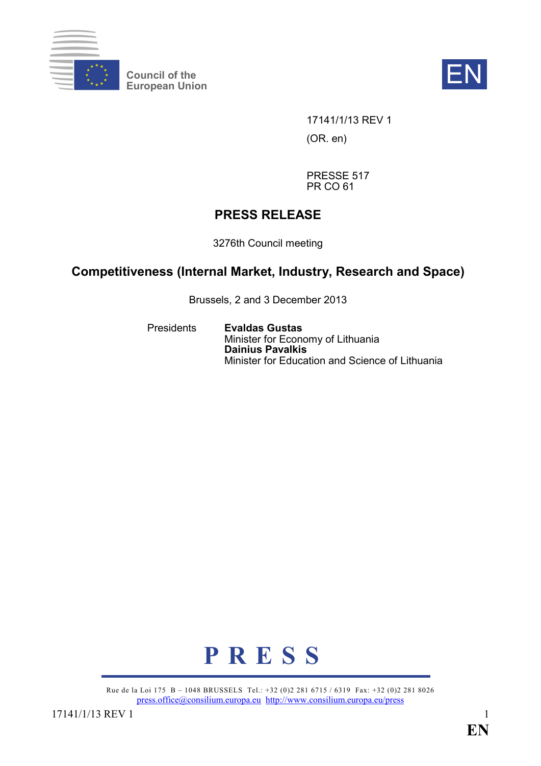Council of the European Union

EN

17141/1/13 REV 1

(OR. en)

PRESSE 517
PR CO 61

# PRESS RELEASE

3276th Council meeting

## Competitiveness (Internal Market, Industry, Research and Space)

Brussels, 2 and 3 December 2013

Presidents **Evaldas Gustas**
Minister for Economy of Lithuania
**Dainius Pavalkis**
Minister for Education and Science of Lithuania

**P R E S S**

Rue de la Loi 175 B – 1048 BRUSSELS Tel.: +32 (0)2 281 6715 / 6319 Fax: +32 (0)2 281 8026
press.office@consilium.europa.eu http://www.consilium.europa.eu/press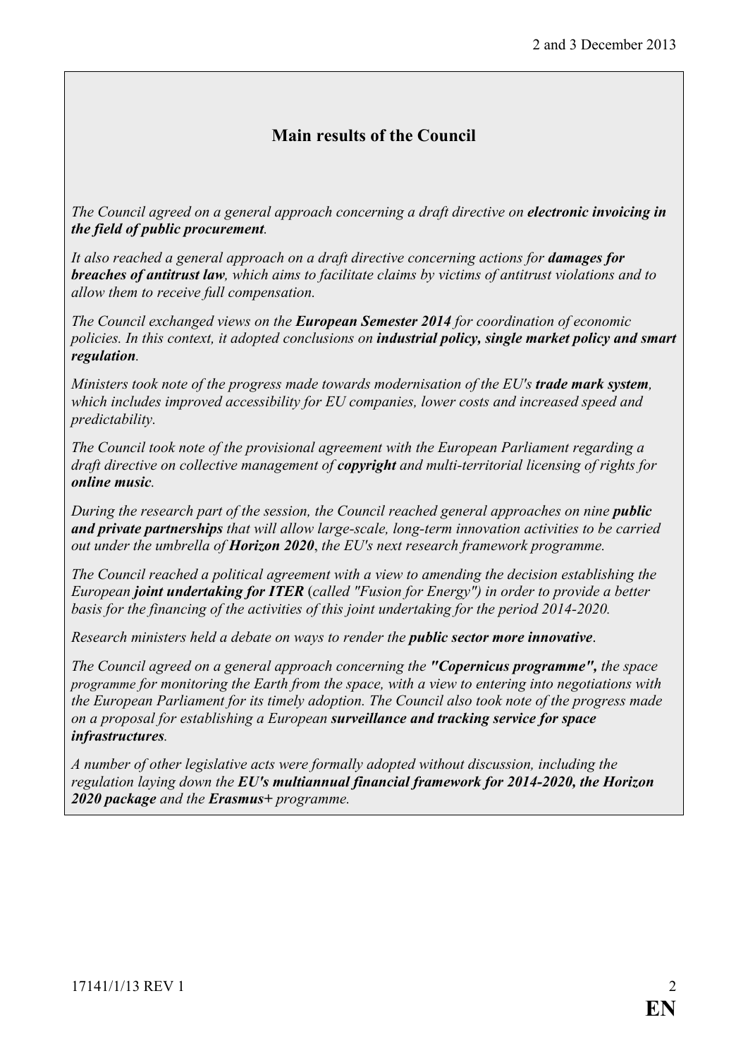## Main results of the Council

*The Council agreed on a general approach concerning a draft directive on **electronic invoicing in the field of public procurement**.*

*It also reached a general approach on a draft directive concerning actions for **damages for breaches of antitrust law**, which aims to facilitate claims by victims of antitrust violations and to allow them to receive full compensation.*

*The Council exchanged views on the **European Semester 2014** for coordination of economic policies. In this context, it adopted conclusions on **industrial policy, single market policy and smart regulation**.*

*Ministers took note of the progress made towards modernisation of the EU's **trade mark system**, which includes improved accessibility for EU companies, lower costs and increased speed and predictability.*

*The Council took note of the provisional agreement with the European Parliament regarding a draft directive on collective management of **copyright** and multi-territorial licensing of rights for **online music**.*

*During the research part of the session, the Council reached general approaches on nine **public and private partnerships** that will allow large-scale, long-term innovation activities to be carried out under the umbrella of **Horizon 2020**, the EU's next research framework programme.*

*The Council reached a political agreement with a view to amending the decision establishing the European **joint undertaking for ITER** (called "Fusion for Energy") in order to provide a better basis for the financing of the activities of this joint undertaking for the period 2014-2020.*

*Research ministers held a debate on ways to render the **public sector more innovative**.*

*The Council agreed on a general approach concerning the **"Copernicus programme",** the space programme for monitoring the Earth from the space, with a view to entering into negotiations with the European Parliament for its timely adoption. The Council also took note of the progress made on a proposal for establishing a European **surveillance and tracking service for space infrastructures**.*

*A number of other legislative acts were formally adopted without discussion, including the regulation laying down the **EU's multiannual financial framework for 2014-2020, the Horizon 2020 package** and the **Erasmus+** programme.*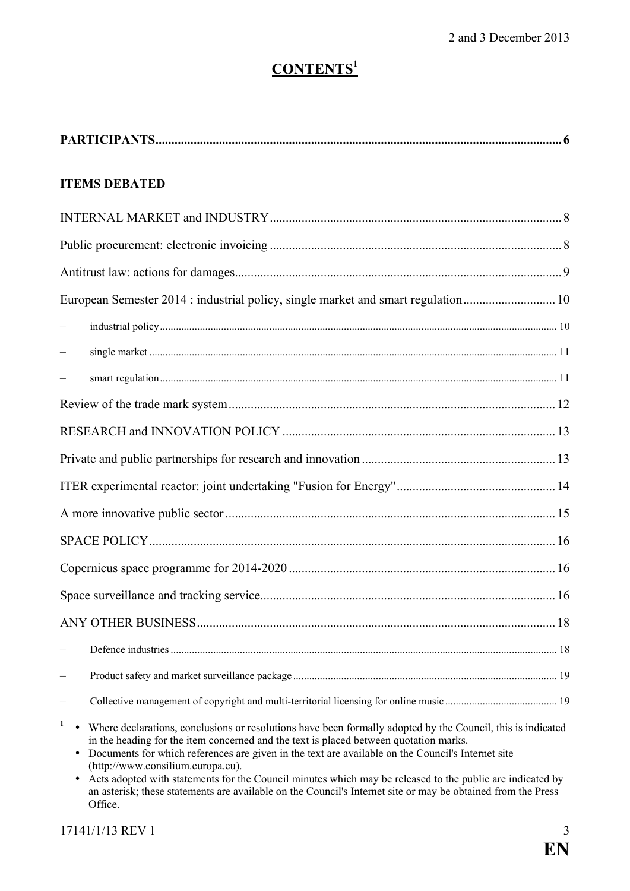# CONTENTS[1]

**PARTICIPANTS** ..... 6

**ITEMS DEBATED**

INTERNAL MARKET and INDUSTRY ..... 8

Public procurement: electronic invoicing ..... 8

Antitrust law: actions for damages ..... 9

European Semester 2014 : industrial policy, single market and smart regulation ..... 10

- industrial policy ..... 10
- single market ..... 11
- smart regulation ..... 11

Review of the trade mark system ..... 12

RESEARCH and INNOVATION POLICY ..... 13

Private and public partnerships for research and innovation ..... 13

ITER experimental reactor: joint undertaking "Fusion for Energy" ..... 14

A more innovative public sector ..... 15

SPACE POLICY ..... 16

Copernicus space programme for 2014-2020 ..... 16

Space surveillance and tracking service ..... 16

ANY OTHER BUSINESS ..... 18

- Defence industries ..... 18
- Product safety and market surveillance package ..... 19
- Collective management of copyright and multi-territorial licensing for online music ..... 19

[1]
- Where declarations, conclusions or resolutions have been formally adopted by the Council, this is indicated in the heading for the item concerned and the text is placed between quotation marks.
- Documents for which references are given in the text are available on the Council's Internet site (http://www.consilium.europa.eu).
- Acts adopted with statements for the Council minutes which may be released to the public are indicated by an asterisk; these statements are available on the Council's Internet site or may be obtained from the Press Office.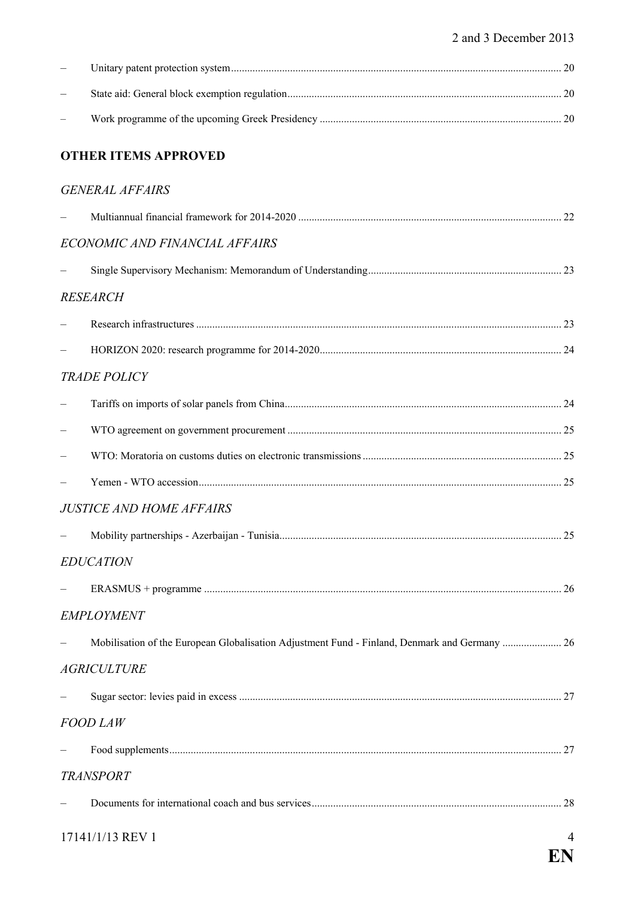– Unitary patent protection system .......... 20

– State aid: General block exemption regulation .......... 20

– Work programme of the upcoming Greek Presidency .......... 20

## OTHER ITEMS APPROVED

*GENERAL AFFAIRS*

– Multiannual financial framework for 2014-2020 .......... 22

*ECONOMIC AND FINANCIAL AFFAIRS*

– Single Supervisory Mechanism: Memorandum of Understanding .......... 23

*RESEARCH*

– Research infrastructures .......... 23

– HORIZON 2020: research programme for 2014-2020 .......... 24

*TRADE POLICY*

– Tariffs on imports of solar panels from China .......... 24

– WTO agreement on government procurement .......... 25

– WTO: Moratoria on customs duties on electronic transmissions .......... 25

– Yemen - WTO accession .......... 25

*JUSTICE AND HOME AFFAIRS*

– Mobility partnerships - Azerbaijan - Tunisia .......... 25

*EDUCATION*

– ERASMUS + programme .......... 26

*EMPLOYMENT*

– Mobilisation of the European Globalisation Adjustment Fund - Finland, Denmark and Germany .......... 26

*AGRICULTURE*

– Sugar sector: levies paid in excess .......... 27

*FOOD LAW*

– Food supplements .......... 27

*TRANSPORT*

– Documents for international coach and bus services .......... 28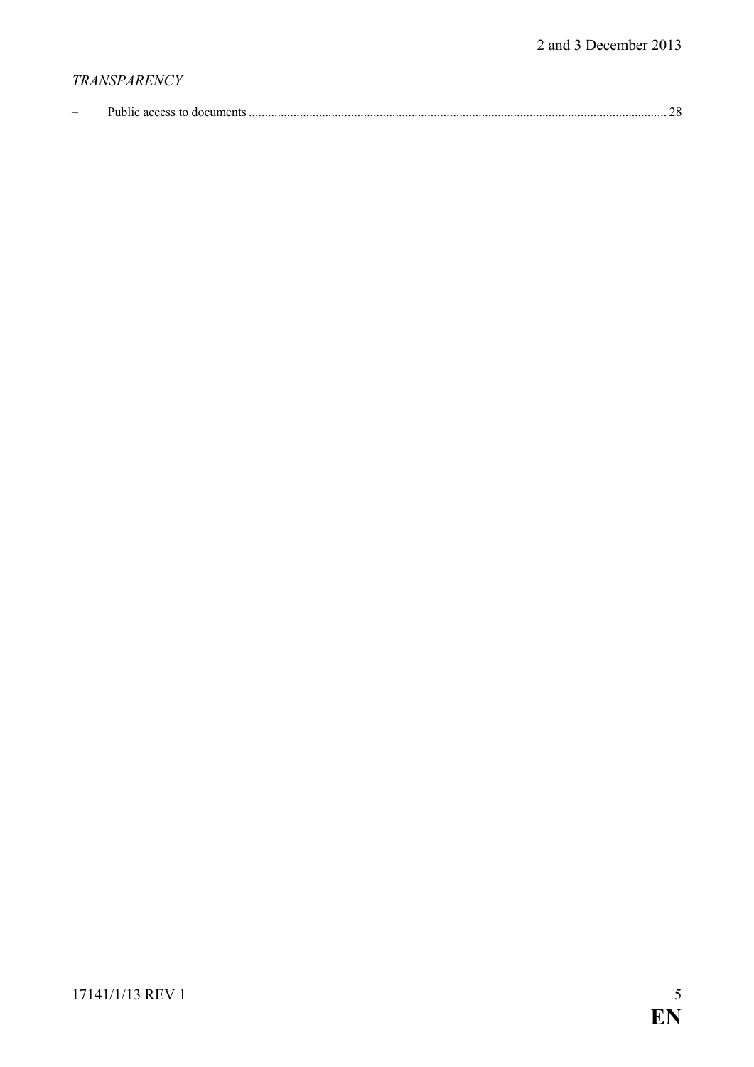*TRANSPARENCY*

– Public access to documents ................................................................................................................................ 28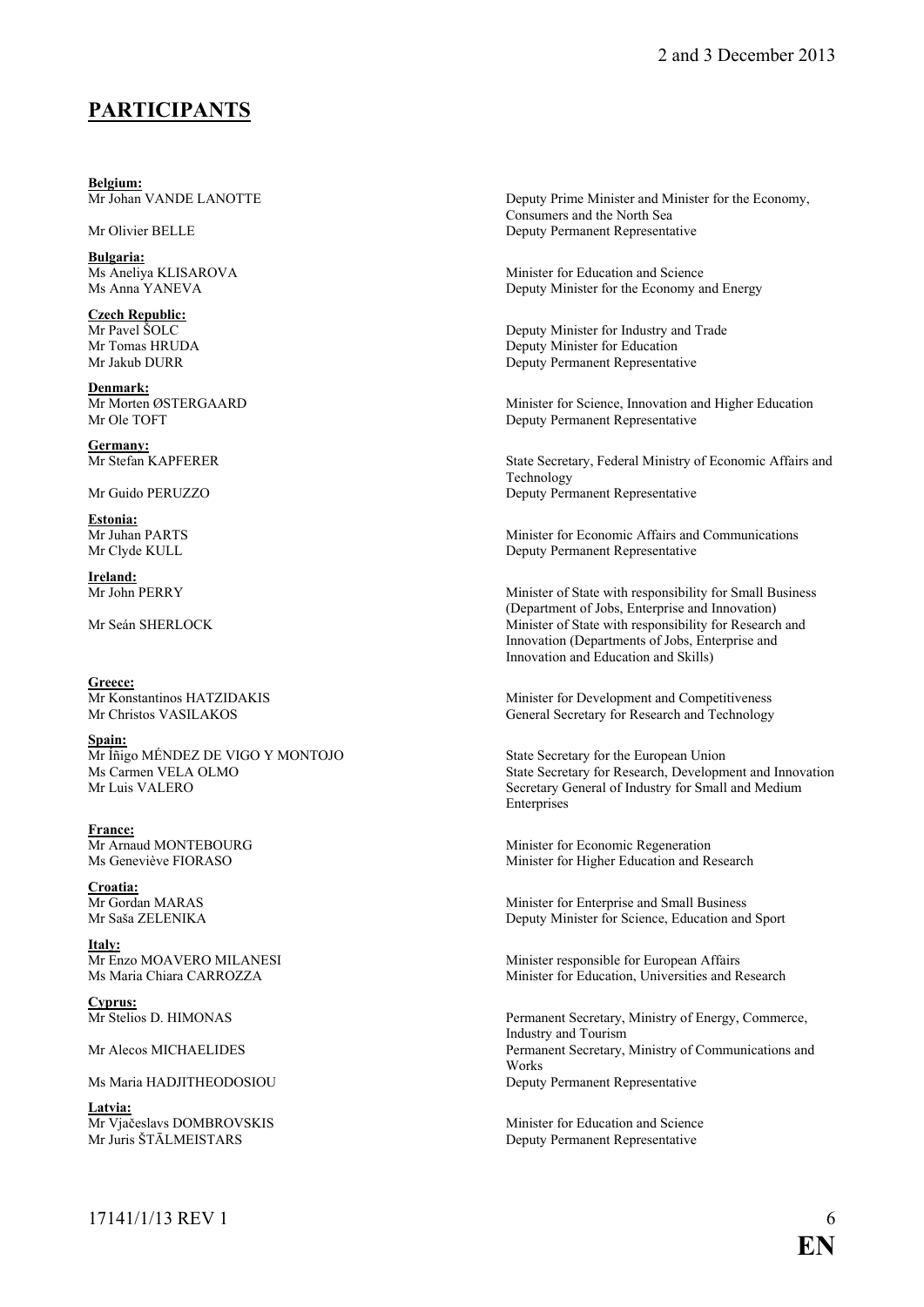## PARTICIPANTS

**Belgium:**

| | |
|---|---|
| Mr Johan VANDE LANOTTE | Deputy Prime Minister and Minister for the Economy, Consumers and the North Sea |
| Mr Olivier BELLE | Deputy Permanent Representative |

**Bulgaria:**

| | |
|---|---|
| Ms Aneliya KLISAROVA | Minister for Education and Science |
| Ms Anna YANEVA | Deputy Minister for the Economy and Energy |

**Czech Republic:**

| | |
|---|---|
| Mr Pavel ŠOLC | Deputy Minister for Industry and Trade |
| Mr Tomas HRUDA | Deputy Minister for Education |
| Mr Jakub DURR | Deputy Permanent Representative |

**Denmark:**

| | |
|---|---|
| Mr Morten ØSTERGAARD | Minister for Science, Innovation and Higher Education |
| Mr Ole TOFT | Deputy Permanent Representative |

**Germany:**

| | |
|---|---|
| Mr Stefan KAPFERER | State Secretary, Federal Ministry of Economic Affairs and Technology |
| Mr Guido PERUZZO | Deputy Permanent Representative |

**Estonia:**

| | |
|---|---|
| Mr Juhan PARTS | Minister for Economic Affairs and Communications |
| Mr Clyde KULL | Deputy Permanent Representative |

**Ireland:**

| | |
|---|---|
| Mr John PERRY | Minister of State with responsibility for Small Business (Department of Jobs, Enterprise and Innovation) |
| Mr Seán SHERLOCK | Minister of State with responsibility for Research and Innovation (Departments of Jobs, Enterprise and Innovation and Education and Skills) |

**Greece:**

| | |
|---|---|
| Mr Konstantinos HATZIDAKIS | Minister for Development and Competitiveness |
| Mr Christos VASILAKOS | General Secretary for Research and Technology |

**Spain:**

| | |
|---|---|
| Mr Íñigo MÉNDEZ DE VIGO Y MONTOJO | State Secretary for the European Union |
| Ms Carmen VELA OLMO | State Secretary for Research, Development and Innovation |
| Mr Luis VALERO | Secretary General of Industry for Small and Medium Enterprises |

**France:**

| | |
|---|---|
| Mr Arnaud MONTEBOURG | Minister for Economic Regeneration |
| Ms Geneviève FIORASO | Minister for Higher Education and Research |

**Croatia:**

| | |
|---|---|
| Mr Gordan MARAS | Minister for Enterprise and Small Business |
| Mr Saša ZELENIKA | Deputy Minister for Science, Education and Sport |

**Italy:**

| | |
|---|---|
| Mr Enzo MOAVERO MILANESI | Minister responsible for European Affairs |
| Ms Maria Chiara CARROZZA | Minister for Education, Universities and Research |

**Cyprus:**

| | |
|---|---|
| Mr Stelios D. HIMONAS | Permanent Secretary, Ministry of Energy, Commerce, Industry and Tourism |
| Mr Alecos MICHAELIDES | Permanent Secretary, Ministry of Communications and Works |
| Ms Maria HADJITHEODOSIOU | Deputy Permanent Representative |

**Latvia:**

| | |
|---|---|
| Mr Vjačeslavs DOMBROVSKIS | Minister for Education and Science |
| Mr Juris ŠTĀLMEISTARS | Deputy Permanent Representative |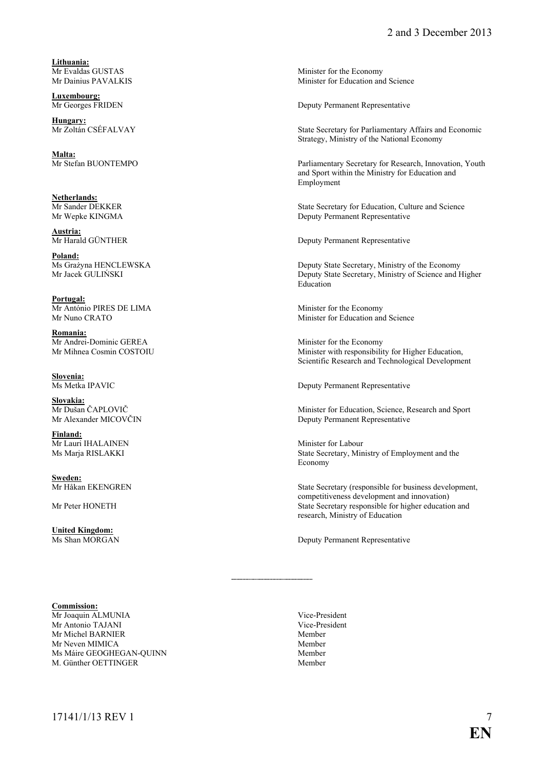**Lithuania:**

| | |
|---|---|
| Mr Evaldas GUSTAS | Minister for the Economy |
| Mr Dainius PAVALKIS | Minister for Education and Science |

**Luxembourg:**

| | |
|---|---|
| Mr Georges FRIDEN | Deputy Permanent Representative |

**Hungary:**

| | |
|---|---|
| Mr Zoltán CSÉFALVAY | State Secretary for Parliamentary Affairs and Economic Strategy, Ministry of the National Economy |

**Malta:**

| | |
|---|---|
| Mr Stefan BUONTEMPO | Parliamentary Secretary for Research, Innovation, Youth and Sport within the Ministry for Education and Employment |

**Netherlands:**

| | |
|---|---|
| Mr Sander DEKKER | State Secretary for Education, Culture and Science |
| Mr Wepke KINGMA | Deputy Permanent Representative |

**Austria:**

| | |
|---|---|
| Mr Harald GÜNTHER | Deputy Permanent Representative |

**Poland:**

| | |
|---|---|
| Ms Grażyna HENCLEWSKA | Deputy State Secretary, Ministry of the Economy |
| Mr Jacek GULIŃSKI | Deputy State Secretary, Ministry of Science and Higher Education |

**Portugal:**

| | |
|---|---|
| Mr António PIRES DE LIMA | Minister for the Economy |
| Mr Nuno CRATO | Minister for Education and Science |

**Romania:**

| | |
|---|---|
| Mr Andrei-Dominic GEREA | Minister for the Economy |
| Mr Mihnea Cosmin COSTOIU | Minister with responsibility for Higher Education, Scientific Research and Technological Development |

**Slovenia:**

| | |
|---|---|
| Ms Metka IPAVIC | Deputy Permanent Representative |

**Slovakia:**

| | |
|---|---|
| Mr Dušan ČAPLOVIČ | Minister for Education, Science, Research and Sport |
| Mr Alexander MICOVČIN | Deputy Permanent Representative |

**Finland:**

| | |
|---|---|
| Mr Lauri IHALAINEN | Minister for Labour |
| Ms Marja RISLAKKI | State Secretary, Ministry of Employment and the Economy |

**Sweden:**

| | |
|---|---|
| Mr Håkan EKENGREN | State Secretary (responsible for business development, competitiveness development and innovation) |
| Mr Peter HONETH | State Secretary responsible for higher education and research, Ministry of Education |

**United Kingdom:**

| | |
|---|---|
| Ms Shan MORGAN | Deputy Permanent Representative |

---

**Commission:**

| | |
|---|---|
| Mr Joaquin ALMUNIA | Vice-President |
| Mr Antonio TAJANI | Vice-President |
| Mr Michel BARNIER | Member |
| Mr Neven MIMICA | Member |
| Ms Máire GEOGHEGAN-QUINN | Member |
| M. Günther OETTINGER | Member |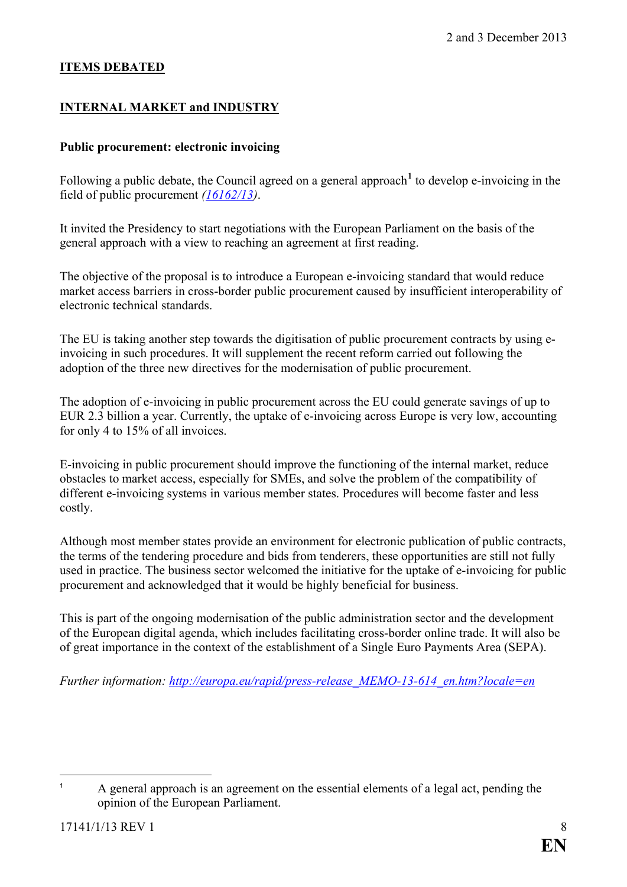**ITEMS DEBATED**

**INTERNAL MARKET and INDUSTRY**

**Public procurement: electronic invoicing**

Following a public debate, the Council agreed on a general approach[1] to develop e-invoicing in the field of public procurement *(16162/13)*.

It invited the Presidency to start negotiations with the European Parliament on the basis of the general approach with a view to reaching an agreement at first reading.

The objective of the proposal is to introduce a European e-invoicing standard that would reduce market access barriers in cross-border public procurement caused by insufficient interoperability of electronic technical standards.

The EU is taking another step towards the digitisation of public procurement contracts by using e-invoicing in such procedures. It will supplement the recent reform carried out following the adoption of the three new directives for the modernisation of public procurement.

The adoption of e-invoicing in public procurement across the EU could generate savings of up to EUR 2.3 billion a year. Currently, the uptake of e-invoicing across Europe is very low, accounting for only 4 to 15% of all invoices.

E-invoicing in public procurement should improve the functioning of the internal market, reduce obstacles to market access, especially for SMEs, and solve the problem of the compatibility of different e-invoicing systems in various member states. Procedures will become faster and less costly.

Although most member states provide an environment for electronic publication of public contracts, the terms of the tendering procedure and bids from tenderers, these opportunities are still not fully used in practice. The business sector welcomed the initiative for the uptake of e-invoicing for public procurement and acknowledged that it would be highly beneficial for business.

This is part of the ongoing modernisation of the public administration sector and the development of the European digital agenda, which includes facilitating cross-border online trade. It will also be of great importance in the context of the establishment of a Single Euro Payments Area (SEPA).

*Further information: http://europa.eu/rapid/press-release_MEMO-13-614_en.htm?locale=en*

---

[1] A general approach is an agreement on the essential elements of a legal act, pending the opinion of the European Parliament.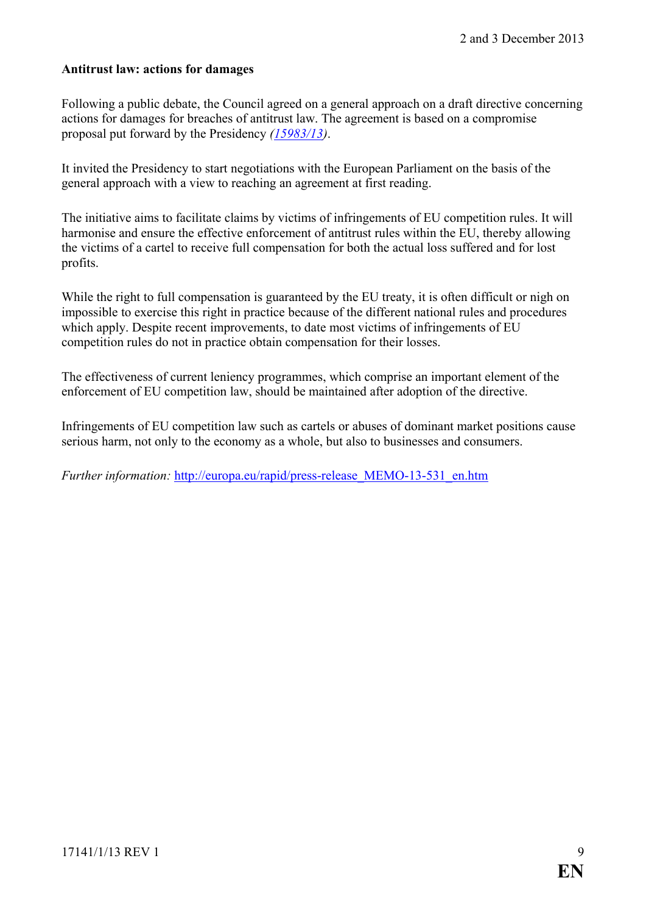**Antitrust law: actions for damages**

Following a public debate, the Council agreed on a general approach on a draft directive concerning actions for damages for breaches of antitrust law. The agreement is based on a compromise proposal put forward by the Presidency *(15983/13)*.

It invited the Presidency to start negotiations with the European Parliament on the basis of the general approach with a view to reaching an agreement at first reading.

The initiative aims to facilitate claims by victims of infringements of EU competition rules. It will harmonise and ensure the effective enforcement of antitrust rules within the EU, thereby allowing the victims of a cartel to receive full compensation for both the actual loss suffered and for lost profits.

While the right to full compensation is guaranteed by the EU treaty, it is often difficult or nigh on impossible to exercise this right in practice because of the different national rules and procedures which apply. Despite recent improvements, to date most victims of infringements of EU competition rules do not in practice obtain compensation for their losses.

The effectiveness of current leniency programmes, which comprise an important element of the enforcement of EU competition law, should be maintained after adoption of the directive.

Infringements of EU competition law such as cartels or abuses of dominant market positions cause serious harm, not only to the economy as a whole, but also to businesses and consumers.

*Further information:* http://europa.eu/rapid/press-release_MEMO-13-531_en.htm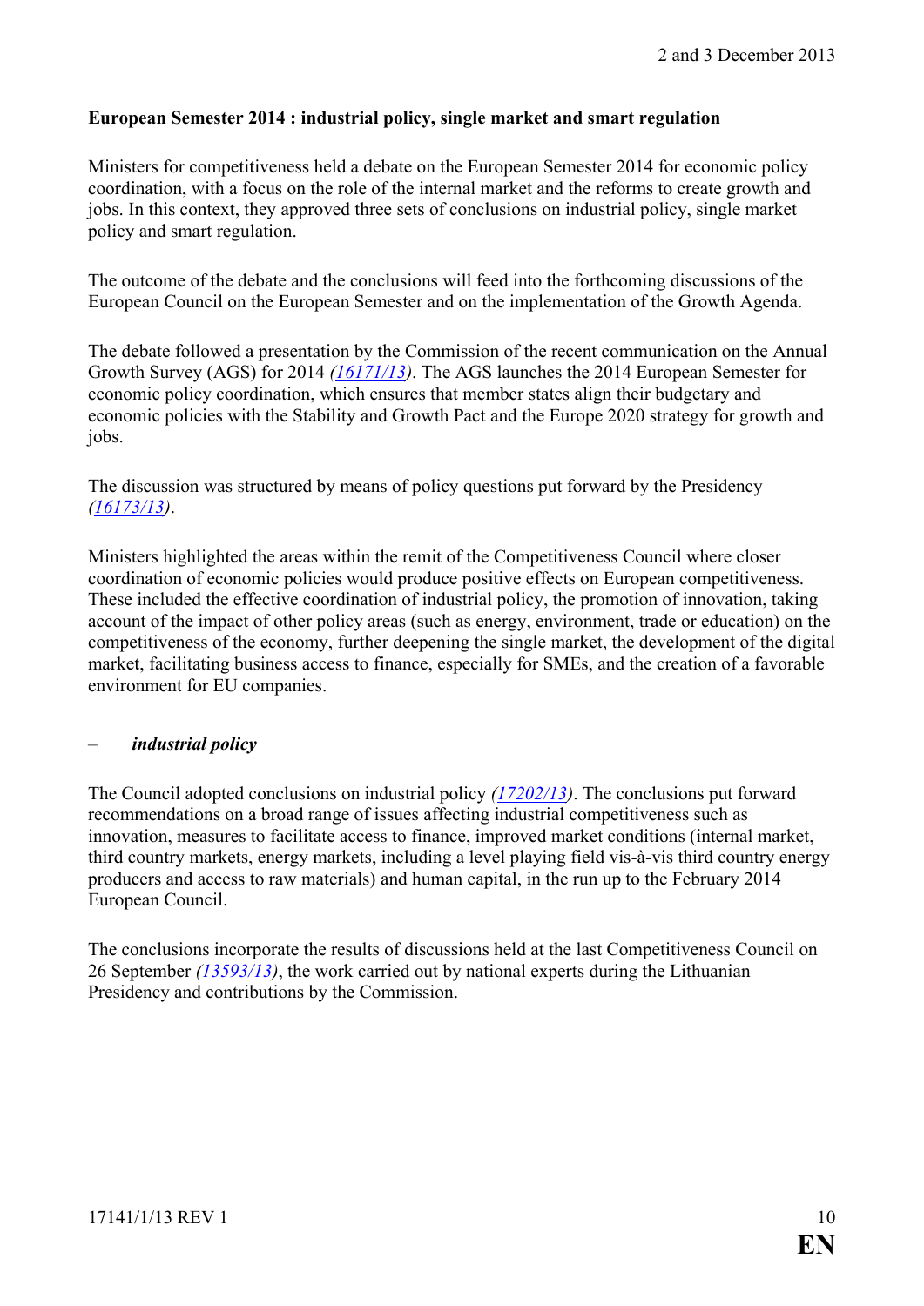2 and 3 December 2013

**European Semester 2014 : industrial policy, single market and smart regulation**

Ministers for competitiveness held a debate on the European Semester 2014 for economic policy coordination, with a focus on the role of the internal market and the reforms to create growth and jobs. In this context, they approved three sets of conclusions on industrial policy, single market policy and smart regulation.

The outcome of the debate and the conclusions will feed into the forthcoming discussions of the European Council on the European Semester and on the implementation of the Growth Agenda.

The debate followed a presentation by the Commission of the recent communication on the Annual Growth Survey (AGS) for 2014 *(16171/13)*. The AGS launches the 2014 European Semester for economic policy coordination, which ensures that member states align their budgetary and economic policies with the Stability and Growth Pact and the Europe 2020 strategy for growth and jobs.

The discussion was structured by means of policy questions put forward by the Presidency *(16173/13)*.

Ministers highlighted the areas within the remit of the Competitiveness Council where closer coordination of economic policies would produce positive effects on European competitiveness. These included the effective coordination of industrial policy, the promotion of innovation, taking account of the impact of other policy areas (such as energy, environment, trade or education) on the competitiveness of the economy, further deepening the single market, the development of the digital market, facilitating business access to finance, especially for SMEs, and the creation of a favorable environment for EU companies.

– ***industrial policy***

The Council adopted conclusions on industrial policy *(17202/13)*. The conclusions put forward recommendations on a broad range of issues affecting industrial competitiveness such as innovation, measures to facilitate access to finance, improved market conditions (internal market, third country markets, energy markets, including a level playing field vis-à-vis third country energy producers and access to raw materials) and human capital, in the run up to the February 2014 European Council.

The conclusions incorporate the results of discussions held at the last Competitiveness Council on 26 September *(13593/13)*, the work carried out by national experts during the Lithuanian Presidency and contributions by the Commission.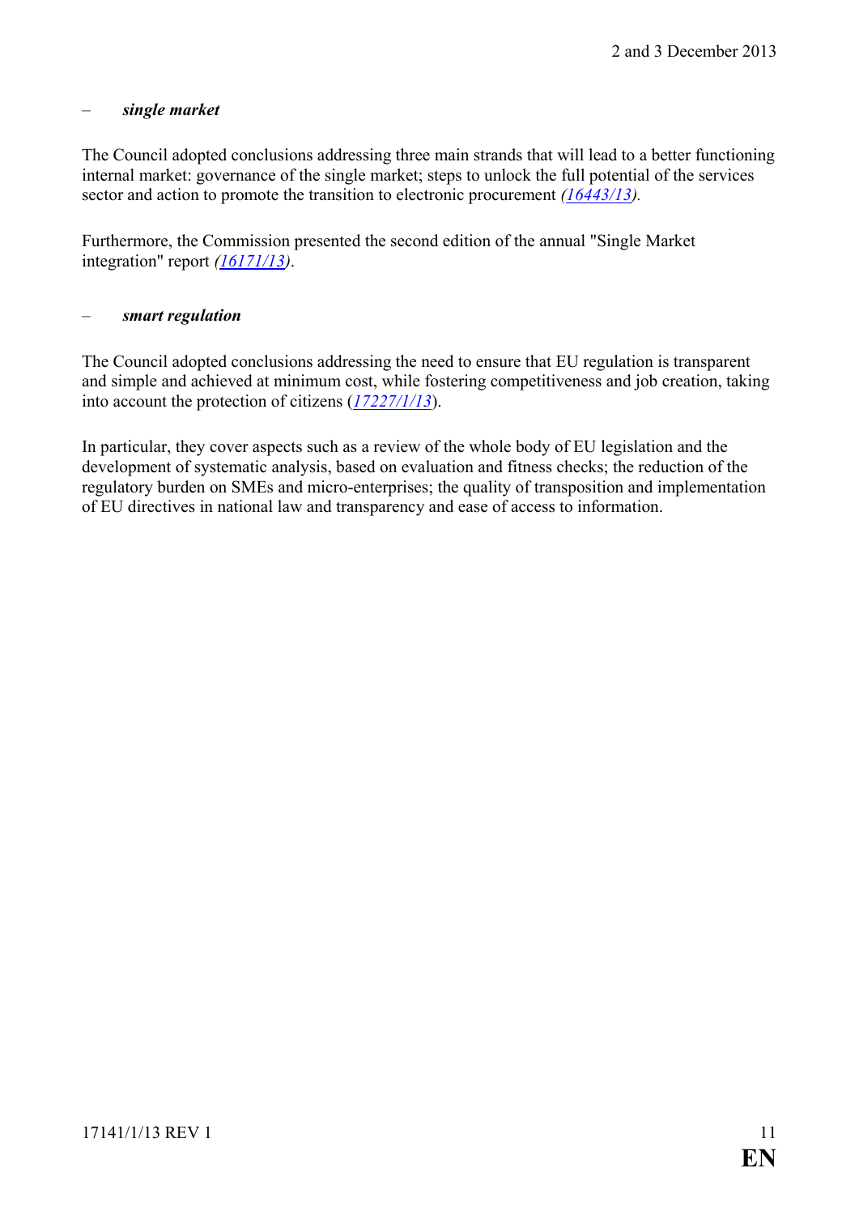– ***single market***

The Council adopted conclusions addressing three main strands that will lead to a better functioning internal market: governance of the single market; steps to unlock the full potential of the services sector and action to promote the transition to electronic procurement *(16443/13).*

Furthermore, the Commission presented the second edition of the annual "Single Market integration" report *(16171/13)*.

– ***smart regulation***

The Council adopted conclusions addressing the need to ensure that EU regulation is transparent and simple and achieved at minimum cost, while fostering competitiveness and job creation, taking into account the protection of citizens (*17227/1/13*).

In particular, they cover aspects such as a review of the whole body of EU legislation and the development of systematic analysis, based on evaluation and fitness checks; the reduction of the regulatory burden on SMEs and micro-enterprises; the quality of transposition and implementation of EU directives in national law and transparency and ease of access to information.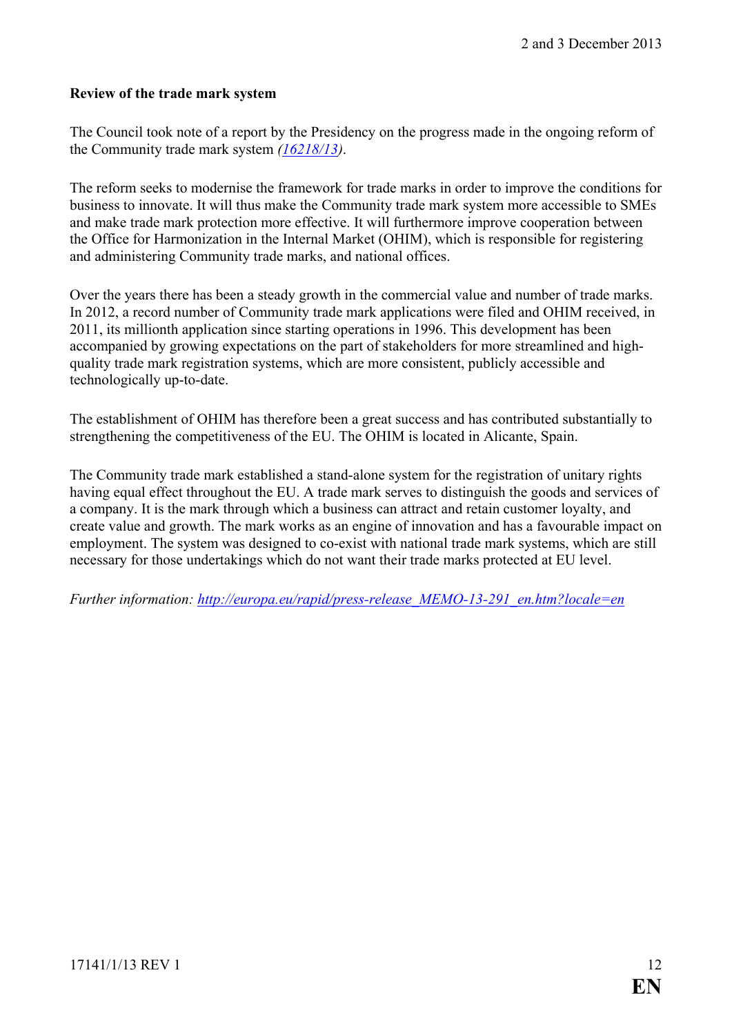**Review of the trade mark system**

The Council took note of a report by the Presidency on the progress made in the ongoing reform of the Community trade mark system *(16218/13)*.

The reform seeks to modernise the framework for trade marks in order to improve the conditions for business to innovate. It will thus make the Community trade mark system more accessible to SMEs and make trade mark protection more effective. It will furthermore improve cooperation between the Office for Harmonization in the Internal Market (OHIM), which is responsible for registering and administering Community trade marks, and national offices.

Over the years there has been a steady growth in the commercial value and number of trade marks. In 2012, a record number of Community trade mark applications were filed and OHIM received, in 2011, its millionth application since starting operations in 1996. This development has been accompanied by growing expectations on the part of stakeholders for more streamlined and high-quality trade mark registration systems, which are more consistent, publicly accessible and technologically up-to-date.

The establishment of OHIM has therefore been a great success and has contributed substantially to strengthening the competitiveness of the EU. The OHIM is located in Alicante, Spain.

The Community trade mark established a stand-alone system for the registration of unitary rights having equal effect throughout the EU. A trade mark serves to distinguish the goods and services of a company. It is the mark through which a business can attract and retain customer loyalty, and create value and growth. The mark works as an engine of innovation and has a favourable impact on employment. The system was designed to co-exist with national trade mark systems, which are still necessary for those undertakings which do not want their trade marks protected at EU level.

*Further information: http://europa.eu/rapid/press-release_MEMO-13-291_en.htm?locale=en*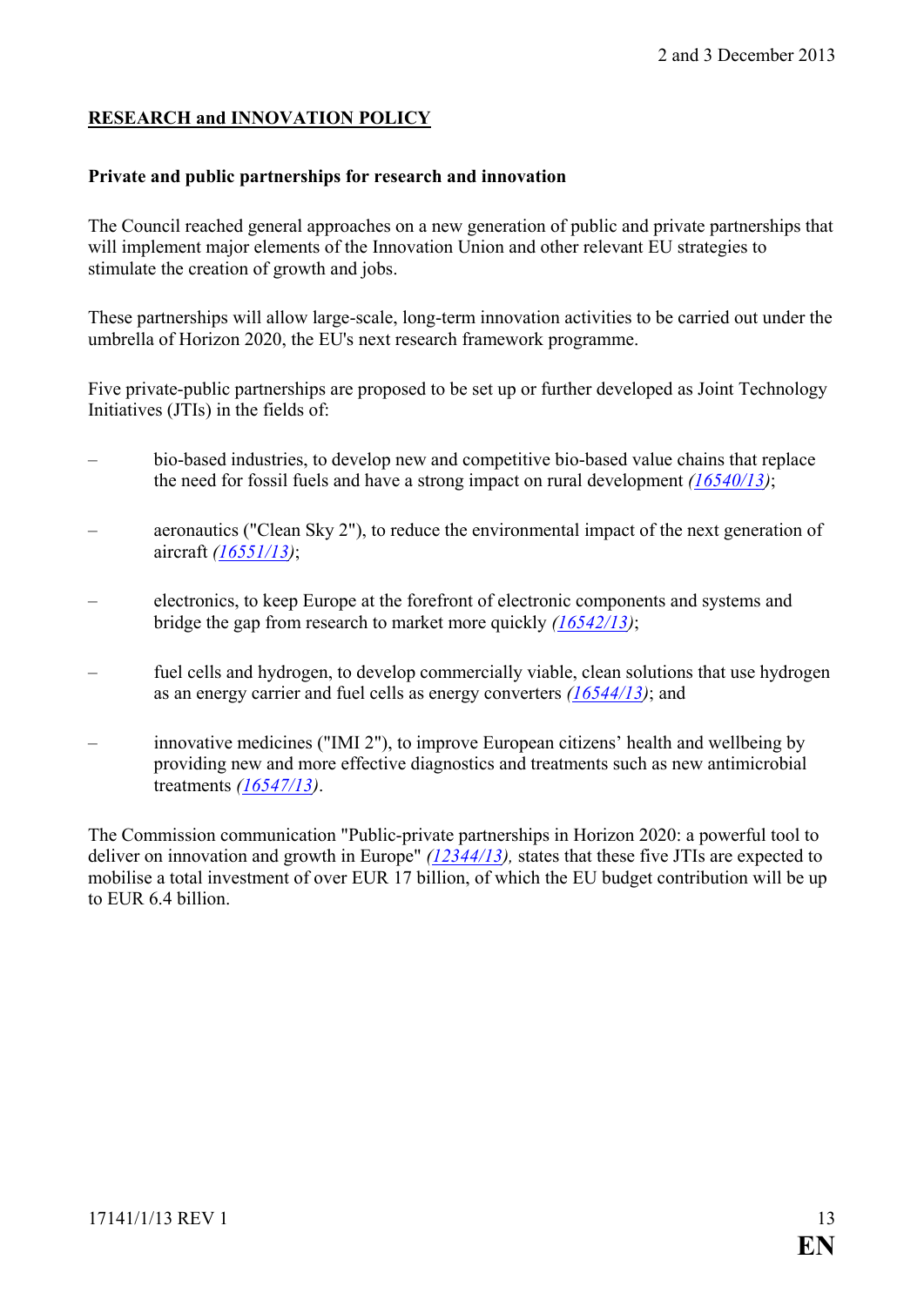## RESEARCH and INNOVATION POLICY

### Private and public partnerships for research and innovation

The Council reached general approaches on a new generation of public and private partnerships that will implement major elements of the Innovation Union and other relevant EU strategies to stimulate the creation of growth and jobs.

These partnerships will allow large-scale, long-term innovation activities to be carried out under the umbrella of Horizon 2020, the EU's next research framework programme.

Five private-public partnerships are proposed to be set up or further developed as Joint Technology Initiatives (JTIs) in the fields of:

- bio-based industries, to develop new and competitive bio-based value chains that replace the need for fossil fuels and have a strong impact on rural development *(16540/13)*;
- aeronautics ("Clean Sky 2"), to reduce the environmental impact of the next generation of aircraft *(16551/13)*;
- electronics, to keep Europe at the forefront of electronic components and systems and bridge the gap from research to market more quickly *(16542/13)*;
- fuel cells and hydrogen, to develop commercially viable, clean solutions that use hydrogen as an energy carrier and fuel cells as energy converters *(16544/13)*; and
- innovative medicines ("IMI 2"), to improve European citizens' health and wellbeing by providing new and more effective diagnostics and treatments such as new antimicrobial treatments *(16547/13)*.

The Commission communication "Public-private partnerships in Horizon 2020: a powerful tool to deliver on innovation and growth in Europe" *(12344/13),* states that these five JTIs are expected to mobilise a total investment of over EUR 17 billion, of which the EU budget contribution will be up to EUR 6.4 billion.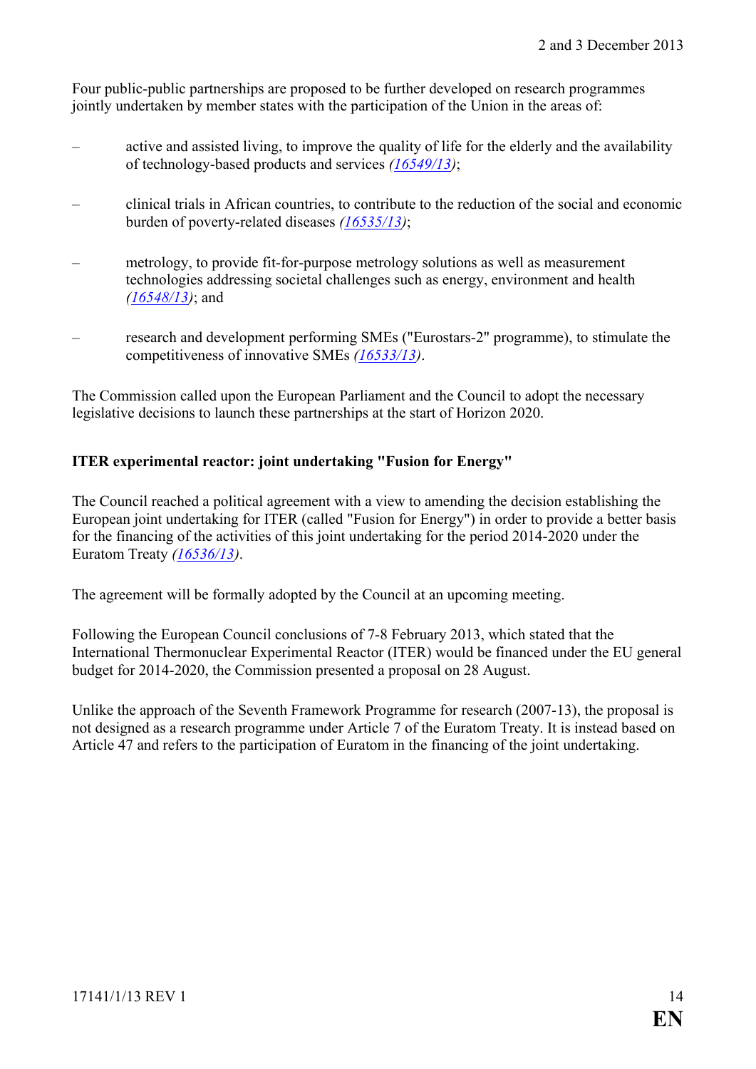Four public-public partnerships are proposed to be further developed on research programmes jointly undertaken by member states with the participation of the Union in the areas of:

- active and assisted living, to improve the quality of life for the elderly and the availability of technology-based products and services *(16549/13)*;
- clinical trials in African countries, to contribute to the reduction of the social and economic burden of poverty-related diseases *(16535/13)*;
- metrology, to provide fit-for-purpose metrology solutions as well as measurement technologies addressing societal challenges such as energy, environment and health *(16548/13)*; and
- research and development performing SMEs ("Eurostars-2" programme), to stimulate the competitiveness of innovative SMEs *(16533/13)*.

The Commission called upon the European Parliament and the Council to adopt the necessary legislative decisions to launch these partnerships at the start of Horizon 2020.

**ITER experimental reactor: joint undertaking "Fusion for Energy"**

The Council reached a political agreement with a view to amending the decision establishing the European joint undertaking for ITER (called "Fusion for Energy") in order to provide a better basis for the financing of the activities of this joint undertaking for the period 2014-2020 under the Euratom Treaty *(16536/13)*.

The agreement will be formally adopted by the Council at an upcoming meeting.

Following the European Council conclusions of 7-8 February 2013, which stated that the International Thermonuclear Experimental Reactor (ITER) would be financed under the EU general budget for 2014-2020, the Commission presented a proposal on 28 August.

Unlike the approach of the Seventh Framework Programme for research (2007-13), the proposal is not designed as a research programme under Article 7 of the Euratom Treaty. It is instead based on Article 47 and refers to the participation of Euratom in the financing of the joint undertaking.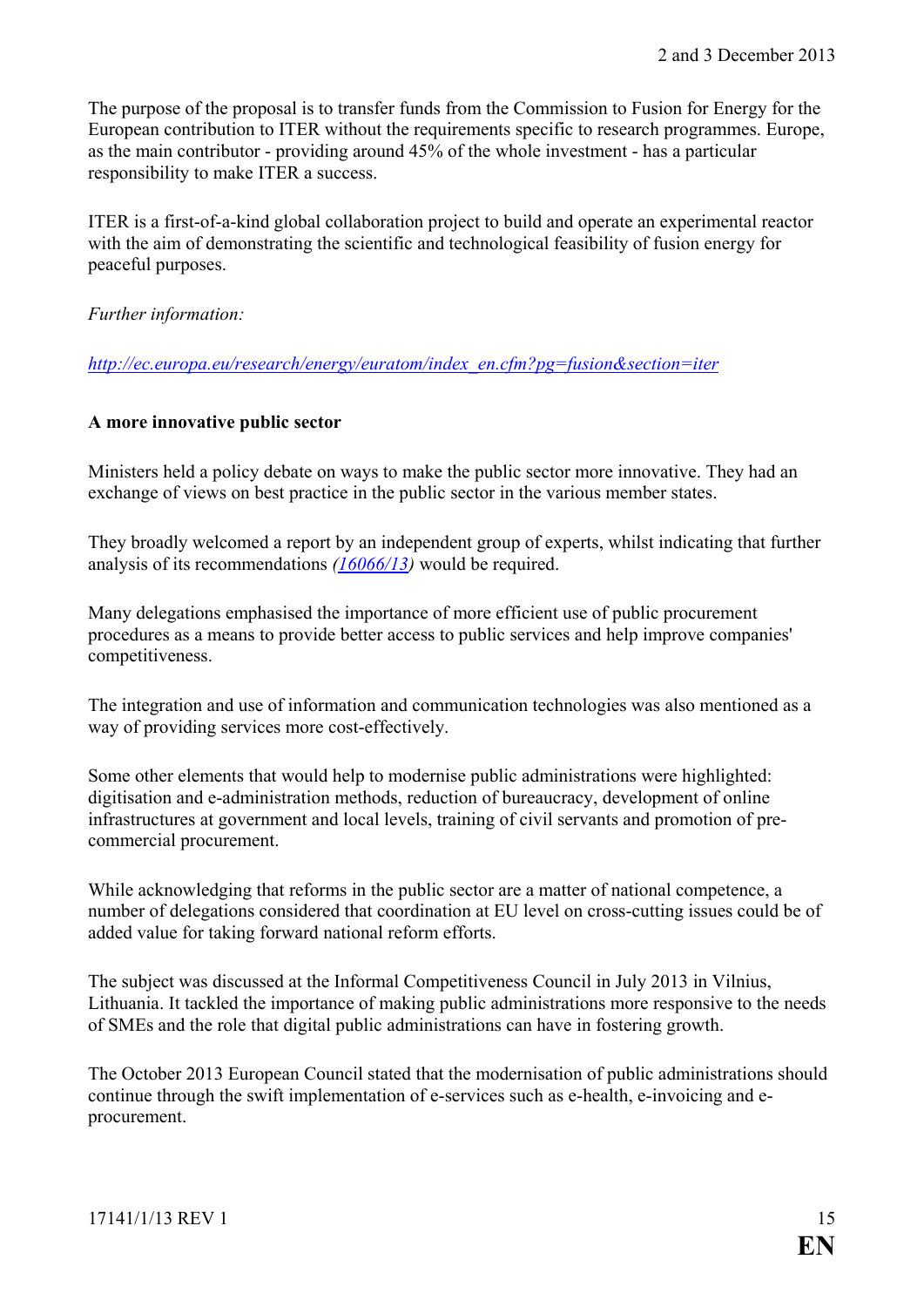The purpose of the proposal is to transfer funds from the Commission to Fusion for Energy for the European contribution to ITER without the requirements specific to research programmes. Europe, as the main contributor - providing around 45% of the whole investment - has a particular responsibility to make ITER a success.

ITER is a first-of-a-kind global collaboration project to build and operate an experimental reactor with the aim of demonstrating the scientific and technological feasibility of fusion energy for peaceful purposes.

*Further information:*

*http://ec.europa.eu/research/energy/euratom/index_en.cfm?pg=fusion&section=iter*

**A more innovative public sector**

Ministers held a policy debate on ways to make the public sector more innovative. They had an exchange of views on best practice in the public sector in the various member states.

They broadly welcomed a report by an independent group of experts, whilst indicating that further analysis of its recommendations *(16066/13)* would be required.

Many delegations emphasised the importance of more efficient use of public procurement procedures as a means to provide better access to public services and help improve companies' competitiveness.

The integration and use of information and communication technologies was also mentioned as a way of providing services more cost-effectively.

Some other elements that would help to modernise public administrations were highlighted: digitisation and e-administration methods, reduction of bureaucracy, development of online infrastructures at government and local levels, training of civil servants and promotion of pre-commercial procurement.

While acknowledging that reforms in the public sector are a matter of national competence, a number of delegations considered that coordination at EU level on cross-cutting issues could be of added value for taking forward national reform efforts.

The subject was discussed at the Informal Competitiveness Council in July 2013 in Vilnius, Lithuania. It tackled the importance of making public administrations more responsive to the needs of SMEs and the role that digital public administrations can have in fostering growth.

The October 2013 European Council stated that the modernisation of public administrations should continue through the swift implementation of e-services such as e-health, e-invoicing and e-procurement.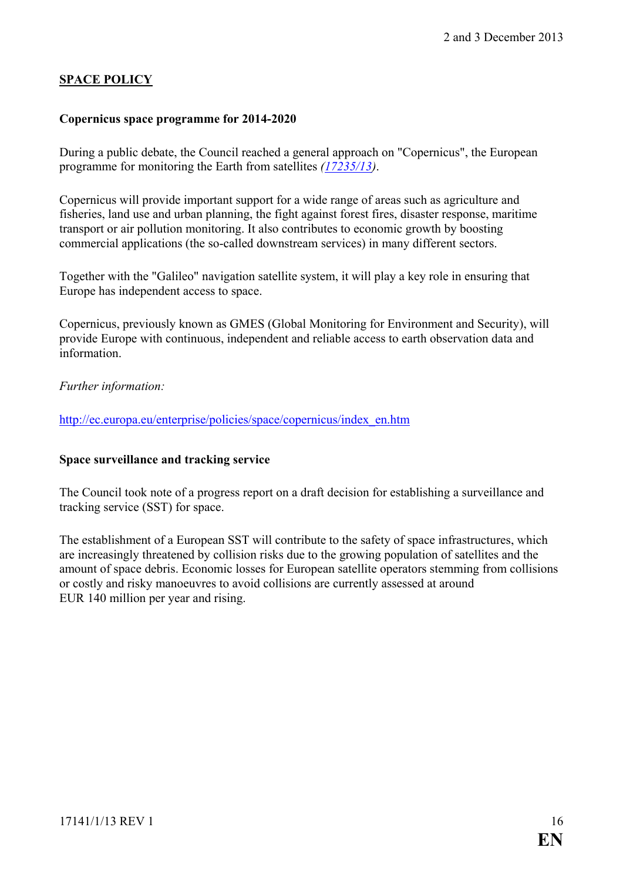## SPACE POLICY

### Copernicus space programme for 2014-2020

During a public debate, the Council reached a general approach on "Copernicus", the European programme for monitoring the Earth from satellites *(17235/13)*.

Copernicus will provide important support for a wide range of areas such as agriculture and fisheries, land use and urban planning, the fight against forest fires, disaster response, maritime transport or air pollution monitoring. It also contributes to economic growth by boosting commercial applications (the so-called downstream services) in many different sectors.

Together with the "Galileo" navigation satellite system, it will play a key role in ensuring that Europe has independent access to space.

Copernicus, previously known as GMES (Global Monitoring for Environment and Security), will provide Europe with continuous, independent and reliable access to earth observation data and information.

*Further information:*

http://ec.europa.eu/enterprise/policies/space/copernicus/index_en.htm

### Space surveillance and tracking service

The Council took note of a progress report on a draft decision for establishing a surveillance and tracking service (SST) for space.

The establishment of a European SST will contribute to the safety of space infrastructures, which are increasingly threatened by collision risks due to the growing population of satellites and the amount of space debris. Economic losses for European satellite operators stemming from collisions or costly and risky manoeuvres to avoid collisions are currently assessed at around EUR 140 million per year and rising.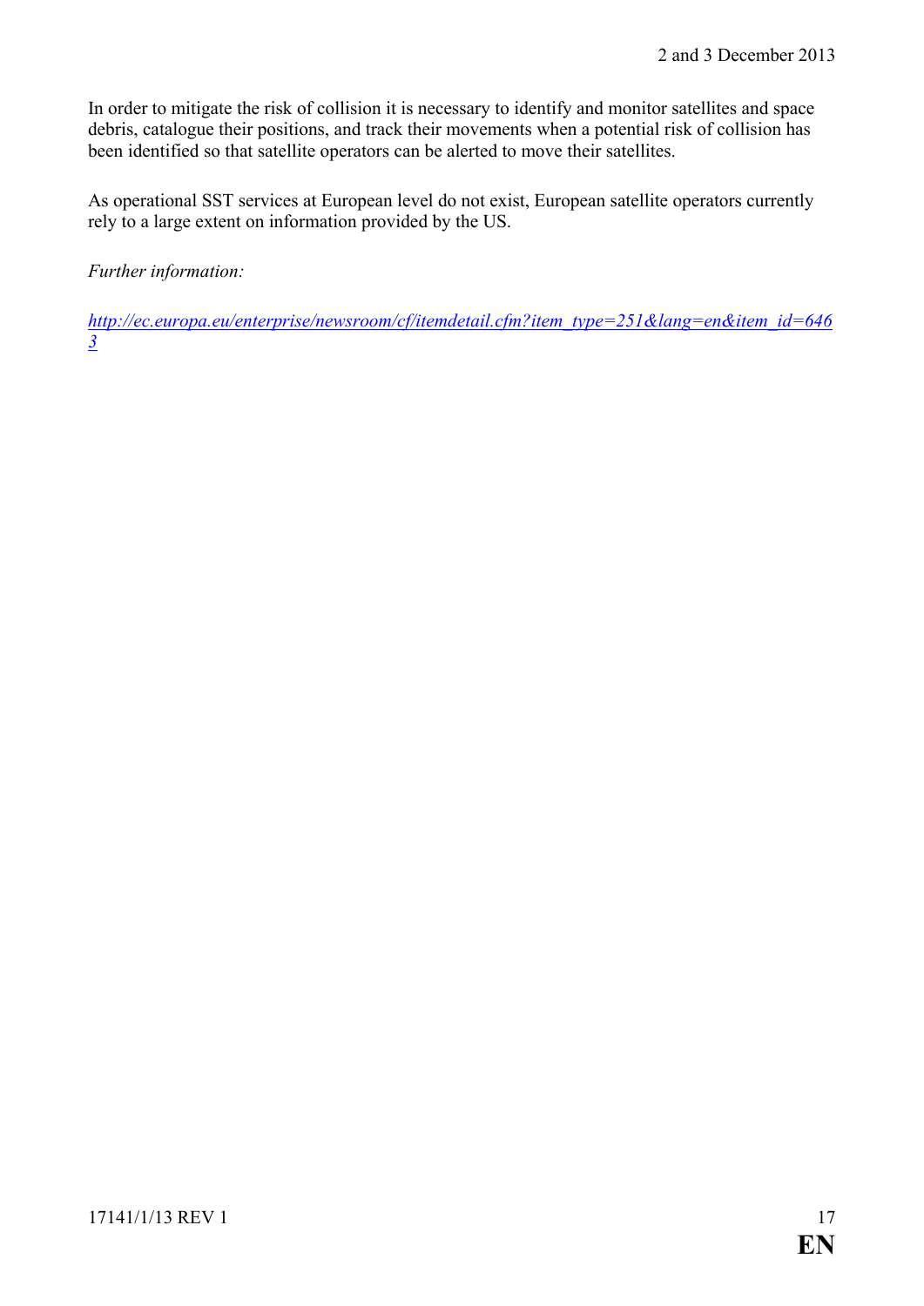In order to mitigate the risk of collision it is necessary to identify and monitor satellites and space debris, catalogue their positions, and track their movements when a potential risk of collision has been identified so that satellite operators can be alerted to move their satellites.

As operational SST services at European level do not exist, European satellite operators currently rely to a large extent on information provided by the US.

*Further information:*

*http://ec.europa.eu/enterprise/newsroom/cf/itemdetail.cfm?item_type=251&lang=en&item_id=6463*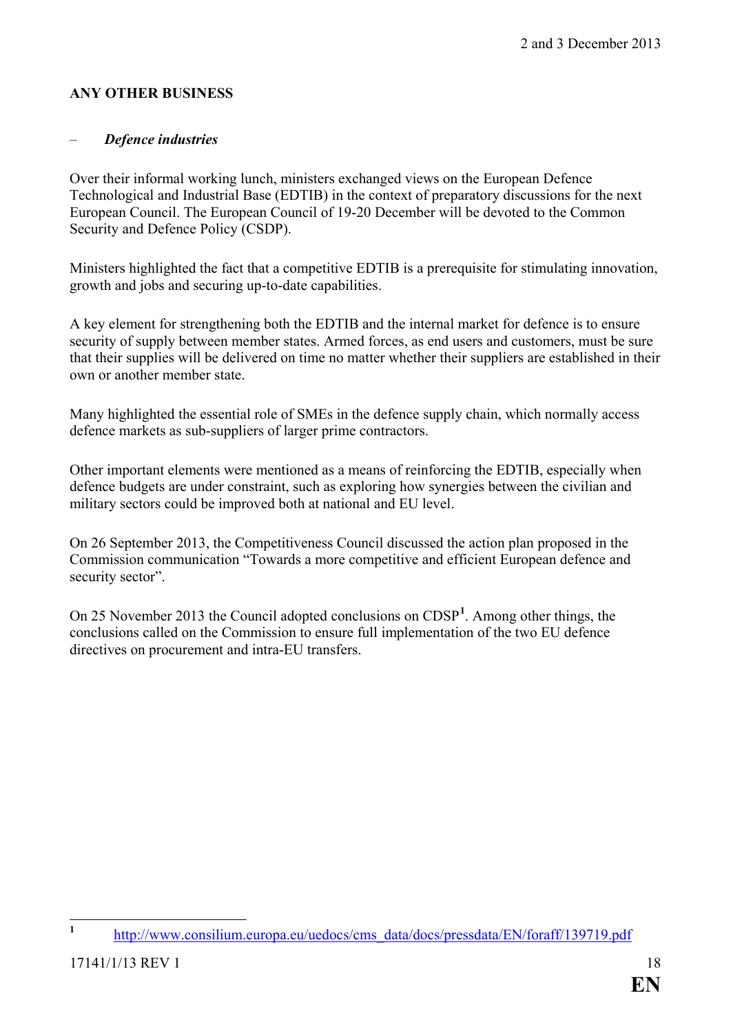## ANY OTHER BUSINESS

– ***Defence industries***

Over their informal working lunch, ministers exchanged views on the European Defence Technological and Industrial Base (EDTIB) in the context of preparatory discussions for the next European Council. The European Council of 19-20 December will be devoted to the Common Security and Defence Policy (CSDP).

Ministers highlighted the fact that a competitive EDTIB is a prerequisite for stimulating innovation, growth and jobs and securing up-to-date capabilities.

A key element for strengthening both the EDTIB and the internal market for defence is to ensure security of supply between member states. Armed forces, as end users and customers, must be sure that their supplies will be delivered on time no matter whether their suppliers are established in their own or another member state.

Many highlighted the essential role of SMEs in the defence supply chain, which normally access defence markets as sub-suppliers of larger prime contractors.

Other important elements were mentioned as a means of reinforcing the EDTIB, especially when defence budgets are under constraint, such as exploring how synergies between the civilian and military sectors could be improved both at national and EU level.

On 26 September 2013, the Competitiveness Council discussed the action plan proposed in the Commission communication "Towards a more competitive and efficient European defence and security sector".

On 25 November 2013 the Council adopted conclusions on CDSP[1]. Among other things, the conclusions called on the Commission to ensure full implementation of the two EU defence directives on procurement and intra-EU transfers.

[1] http://www.consilium.europa.eu/uedocs/cms_data/docs/pressdata/EN/foraff/139719.pdf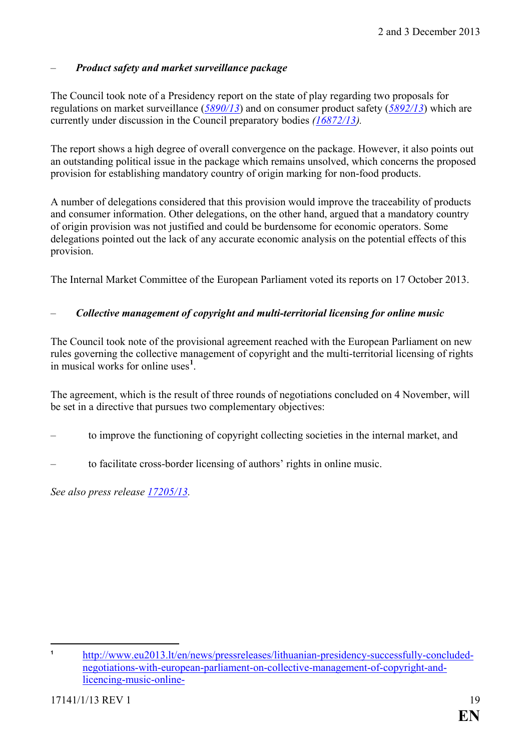– ***Product safety and market surveillance package***

The Council took note of a Presidency report on the state of play regarding two proposals for regulations on market surveillance (*5890/13*) and on consumer product safety (*5892/13*) which are currently under discussion in the Council preparatory bodies *(16872/13).*

The report shows a high degree of overall convergence on the package. However, it also points out an outstanding political issue in the package which remains unsolved, which concerns the proposed provision for establishing mandatory country of origin marking for non-food products.

A number of delegations considered that this provision would improve the traceability of products and consumer information. Other delegations, on the other hand, argued that a mandatory country of origin provision was not justified and could be burdensome for economic operators. Some delegations pointed out the lack of any accurate economic analysis on the potential effects of this provision.

The Internal Market Committee of the European Parliament voted its reports on 17 October 2013.

– ***Collective management of copyright and multi-territorial licensing for online music***

The Council took note of the provisional agreement reached with the European Parliament on new rules governing the collective management of copyright and the multi-territorial licensing of rights in musical works for online uses[1].

The agreement, which is the result of three rounds of negotiations concluded on 4 November, will be set in a directive that pursues two complementary objectives:

– to improve the functioning of copyright collecting societies in the internal market, and

– to facilitate cross-border licensing of authors' rights in online music.

*See also press release 17205/13.*

---

[1] http://www.eu2013.lt/en/news/pressreleases/lithuanian-presidency-successfully-concluded-negotiations-with-european-parliament-on-collective-management-of-copyright-and-licencing-music-online-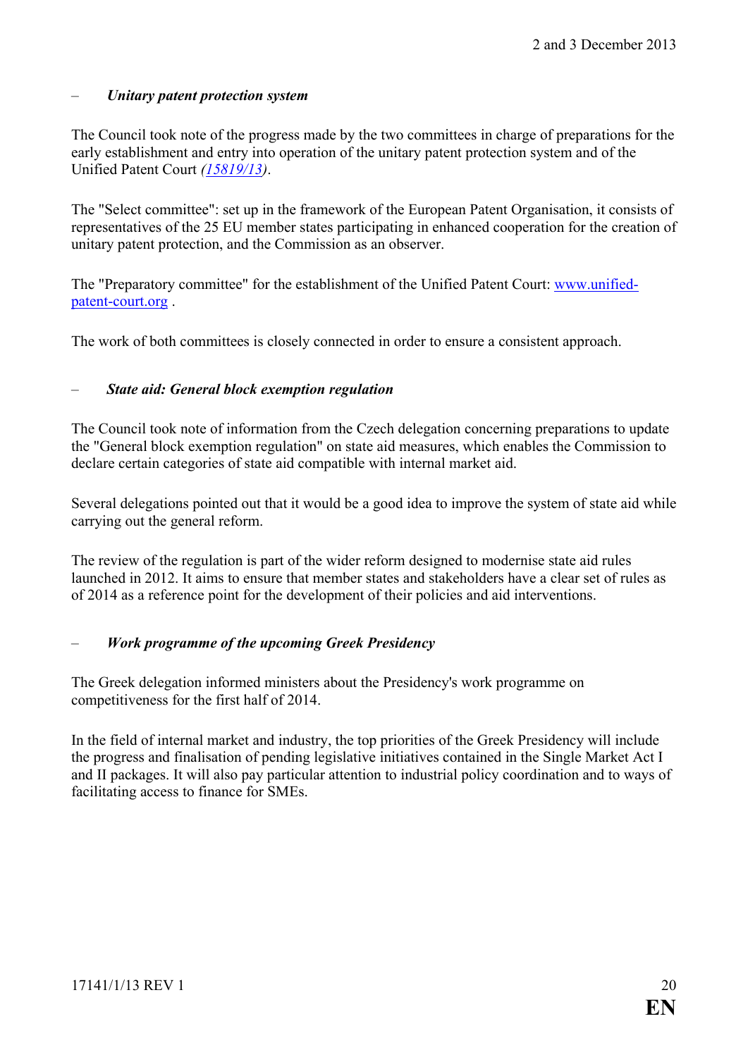– ***Unitary patent protection system***

The Council took note of the progress made by the two committees in charge of preparations for the early establishment and entry into operation of the unitary patent protection system and of the Unified Patent Court *(15819/13)*.

The "Select committee": set up in the framework of the European Patent Organisation, it consists of representatives of the 25 EU member states participating in enhanced cooperation for the creation of unitary patent protection, and the Commission as an observer.

The "Preparatory committee" for the establishment of the Unified Patent Court: www.unified-patent-court.org .

The work of both committees is closely connected in order to ensure a consistent approach.

– ***State aid: General block exemption regulation***

The Council took note of information from the Czech delegation concerning preparations to update the "General block exemption regulation" on state aid measures, which enables the Commission to declare certain categories of state aid compatible with internal market aid.

Several delegations pointed out that it would be a good idea to improve the system of state aid while carrying out the general reform.

The review of the regulation is part of the wider reform designed to modernise state aid rules launched in 2012. It aims to ensure that member states and stakeholders have a clear set of rules as of 2014 as a reference point for the development of their policies and aid interventions.

– ***Work programme of the upcoming Greek Presidency***

The Greek delegation informed ministers about the Presidency's work programme on competitiveness for the first half of 2014.

In the field of internal market and industry, the top priorities of the Greek Presidency will include the progress and finalisation of pending legislative initiatives contained in the Single Market Act I and II packages. It will also pay particular attention to industrial policy coordination and to ways of facilitating access to finance for SMEs.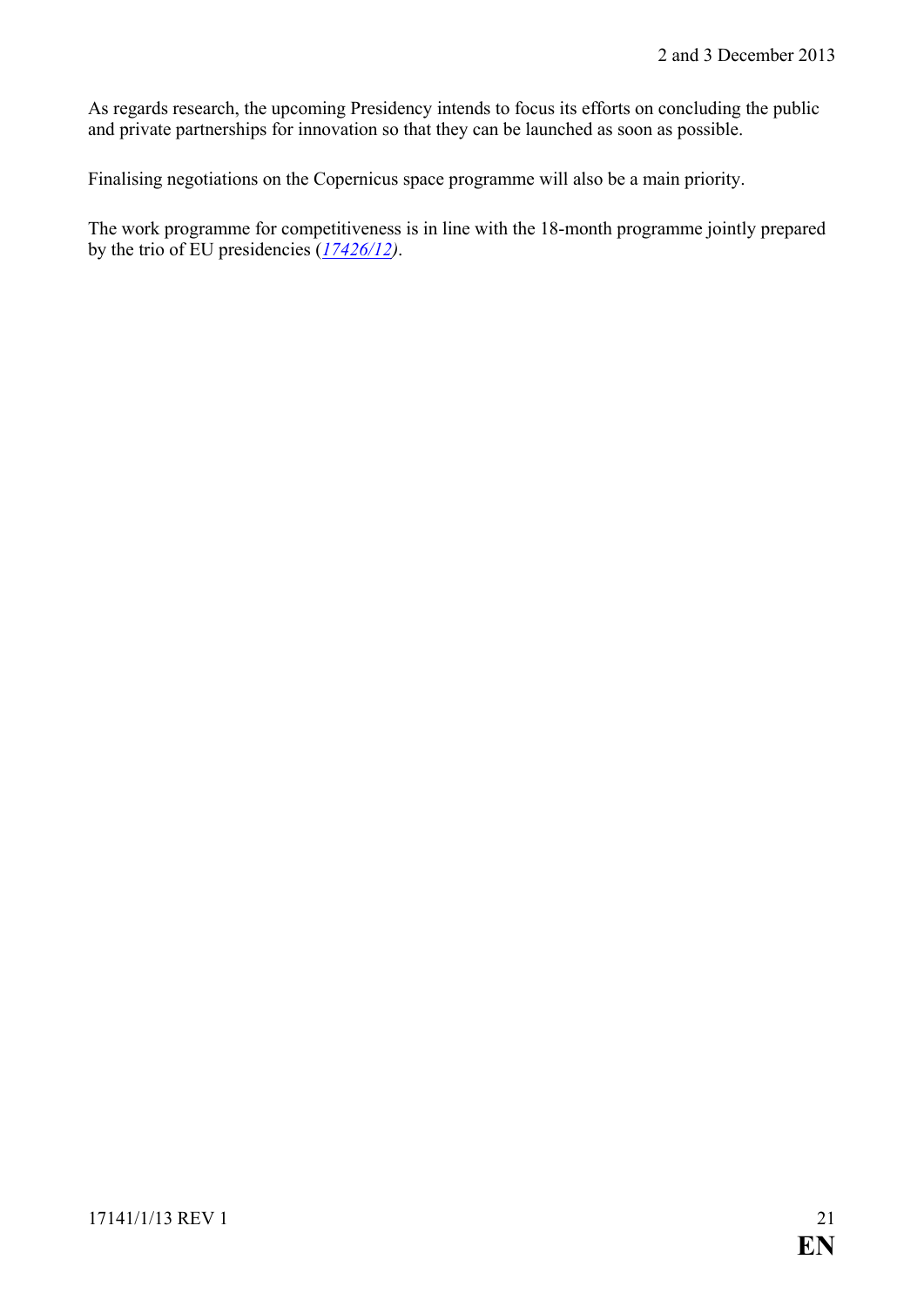As regards research, the upcoming Presidency intends to focus its efforts on concluding the public and private partnerships for innovation so that they can be launched as soon as possible.

Finalising negotiations on the Copernicus space programme will also be a main priority.

The work programme for competitiveness is in line with the 18-month programme jointly prepared by the trio of EU presidencies (*17426/12)*.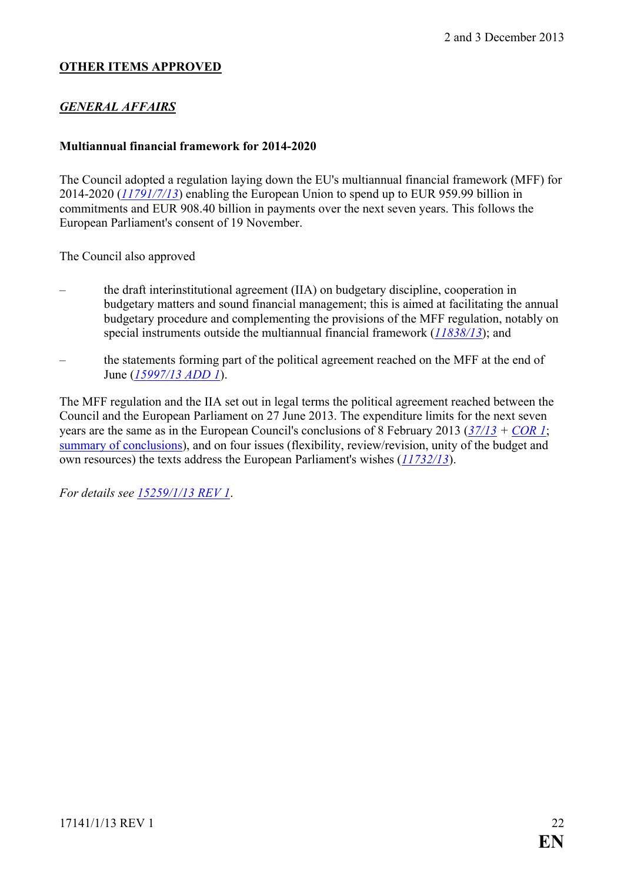## OTHER ITEMS APPROVED

### *GENERAL AFFAIRS*

**Multiannual financial framework for 2014-2020**

The Council adopted a regulation laying down the EU's multiannual financial framework (MFF) for 2014-2020 (*11791/7/13*) enabling the European Union to spend up to EUR 959.99 billion in commitments and EUR 908.40 billion in payments over the next seven years. This follows the European Parliament's consent of 19 November.

The Council also approved

– the draft interinstitutional agreement (IIA) on budgetary discipline, cooperation in budgetary matters and sound financial management; this is aimed at facilitating the annual budgetary procedure and complementing the provisions of the MFF regulation, notably on special instruments outside the multiannual financial framework (*11838/13*); and

– the statements forming part of the political agreement reached on the MFF at the end of June (*15997/13 ADD 1*).

The MFF regulation and the IIA set out in legal terms the political agreement reached between the Council and the European Parliament on 27 June 2013. The expenditure limits for the next seven years are the same as in the European Council's conclusions of 8 February 2013 (*37/13* + *COR 1*; summary of conclusions), and on four issues (flexibility, review/revision, unity of the budget and own resources) the texts address the European Parliament's wishes (*11732/13*).

*For details see 15259/1/13 REV 1*.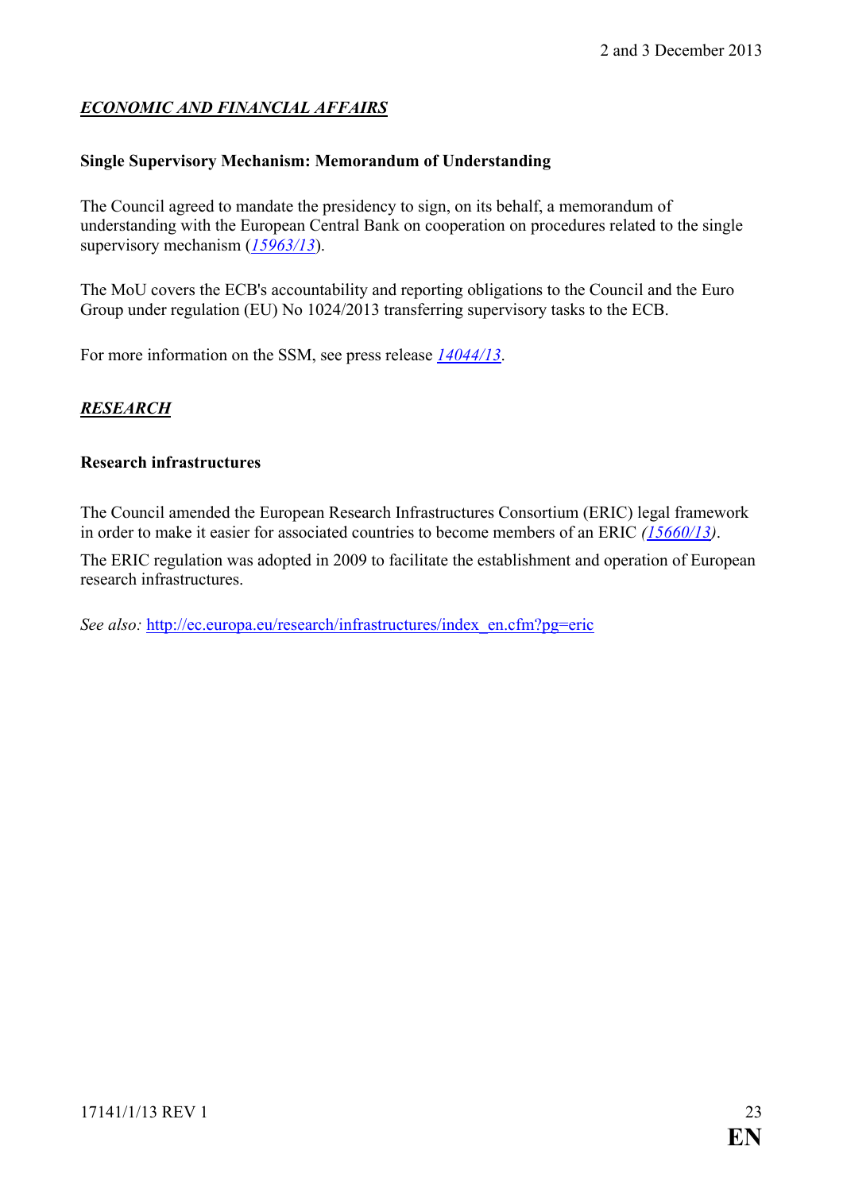## *ECONOMIC AND FINANCIAL AFFAIRS*

**Single Supervisory Mechanism: Memorandum of Understanding**

The Council agreed to mandate the presidency to sign, on its behalf, a memorandum of understanding with the European Central Bank on cooperation on procedures related to the single supervisory mechanism (*15963/13*).

The MoU covers the ECB's accountability and reporting obligations to the Council and the Euro Group under regulation (EU) No 1024/2013 transferring supervisory tasks to the ECB.

For more information on the SSM, see press release *14044/13*.

## *RESEARCH*

**Research infrastructures**

The Council amended the European Research Infrastructures Consortium (ERIC) legal framework in order to make it easier for associated countries to become members of an ERIC *(15660/13)*.

The ERIC regulation was adopted in 2009 to facilitate the establishment and operation of European research infrastructures.

*See also:* http://ec.europa.eu/research/infrastructures/index_en.cfm?pg=eric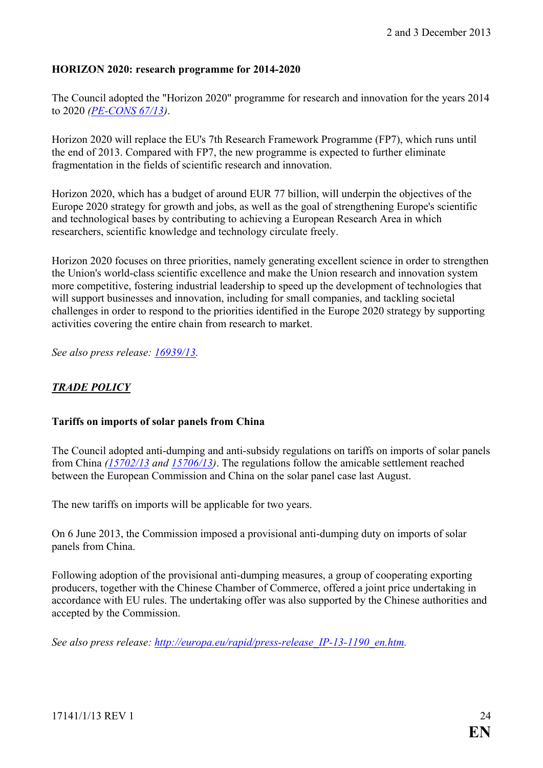**HORIZON 2020: research programme for 2014-2020**

The Council adopted the "Horizon 2020" programme for research and innovation for the years 2014 to 2020 *(PE-CONS 67/13)*.

Horizon 2020 will replace the EU's 7th Research Framework Programme (FP7), which runs until the end of 2013. Compared with FP7, the new programme is expected to further eliminate fragmentation in the fields of scientific research and innovation.

Horizon 2020, which has a budget of around EUR 77 billion, will underpin the objectives of the Europe 2020 strategy for growth and jobs, as well as the goal of strengthening Europe's scientific and technological bases by contributing to achieving a European Research Area in which researchers, scientific knowledge and technology circulate freely.

Horizon 2020 focuses on three priorities, namely generating excellent science in order to strengthen the Union's world-class scientific excellence and make the Union research and innovation system more competitive, fostering industrial leadership to speed up the development of technologies that will support businesses and innovation, including for small companies, and tackling societal challenges in order to respond to the priorities identified in the Europe 2020 strategy by supporting activities covering the entire chain from research to market.

*See also press release: 16939/13.*

***TRADE POLICY***

**Tariffs on imports of solar panels from China**

The Council adopted anti-dumping and anti-subsidy regulations on tariffs on imports of solar panels from China *(15702/13 and 15706/13)*. The regulations follow the amicable settlement reached between the European Commission and China on the solar panel case last August.

The new tariffs on imports will be applicable for two years.

On 6 June 2013, the Commission imposed a provisional anti-dumping duty on imports of solar panels from China.

Following adoption of the provisional anti-dumping measures, a group of cooperating exporting producers, together with the Chinese Chamber of Commerce, offered a joint price undertaking in accordance with EU rules. The undertaking offer was also supported by the Chinese authorities and accepted by the Commission.

*See also press release: http://europa.eu/rapid/press-release_IP-13-1190_en.htm.*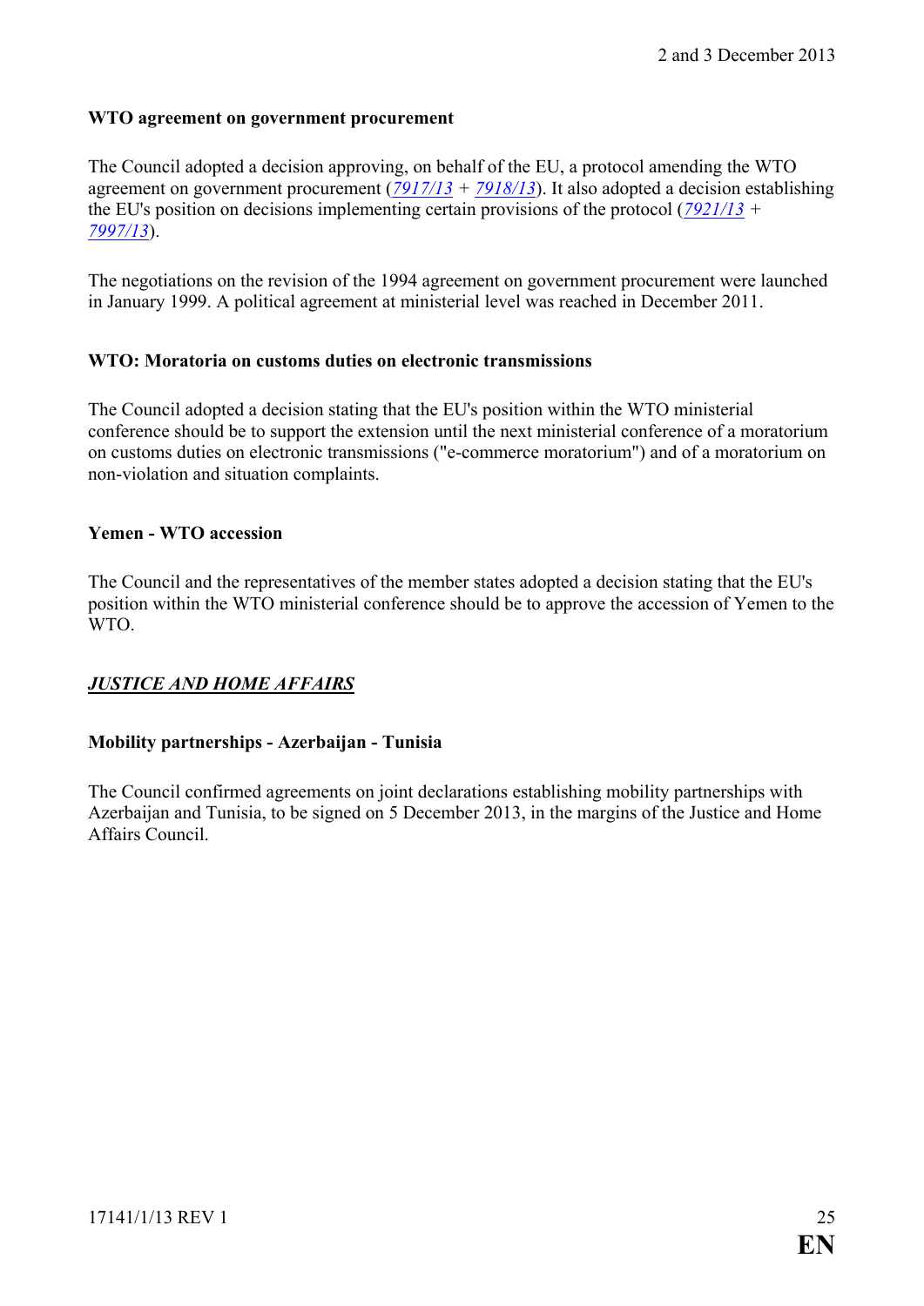**WTO agreement on government procurement**

The Council adopted a decision approving, on behalf of the EU, a protocol amending the WTO agreement on government procurement (*7917/13* + *7918/13*). It also adopted a decision establishing the EU's position on decisions implementing certain provisions of the protocol (*7921/13* + *7997/13*).

The negotiations on the revision of the 1994 agreement on government procurement were launched in January 1999. A political agreement at ministerial level was reached in December 2011.

**WTO: Moratoria on customs duties on electronic transmissions**

The Council adopted a decision stating that the EU's position within the WTO ministerial conference should be to support the extension until the next ministerial conference of a moratorium on customs duties on electronic transmissions ("e-commerce moratorium") and of a moratorium on non-violation and situation complaints.

**Yemen - WTO accession**

The Council and the representatives of the member states adopted a decision stating that the EU's position within the WTO ministerial conference should be to approve the accession of Yemen to the WTO.

***JUSTICE AND HOME AFFAIRS***

**Mobility partnerships - Azerbaijan - Tunisia**

The Council confirmed agreements on joint declarations establishing mobility partnerships with Azerbaijan and Tunisia, to be signed on 5 December 2013, in the margins of the Justice and Home Affairs Council.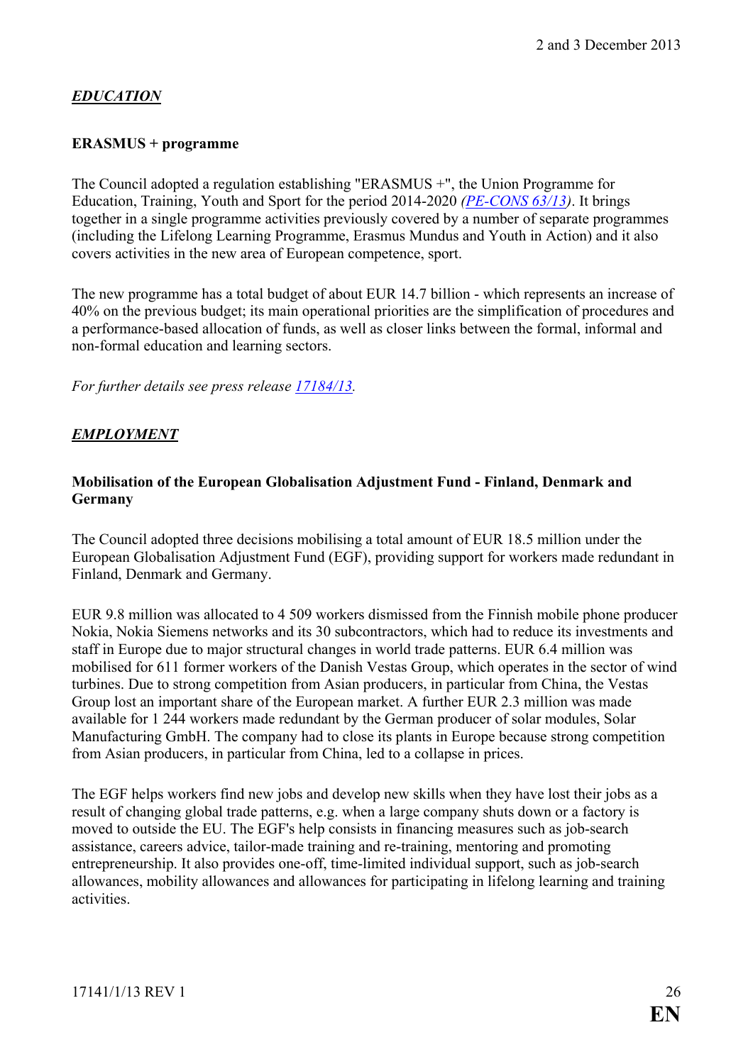## *EDUCATION*

### ERASMUS + programme

The Council adopted a regulation establishing "ERASMUS +", the Union Programme for Education, Training, Youth and Sport for the period 2014-2020 *(PE-CONS 63/13)*. It brings together in a single programme activities previously covered by a number of separate programmes (including the Lifelong Learning Programme, Erasmus Mundus and Youth in Action) and it also covers activities in the new area of European competence, sport.

The new programme has a total budget of about EUR 14.7 billion - which represents an increase of 40% on the previous budget; its main operational priorities are the simplification of procedures and a performance-based allocation of funds, as well as closer links between the formal, informal and non-formal education and learning sectors.

*For further details see press release 17184/13.*

## *EMPLOYMENT*

### Mobilisation of the European Globalisation Adjustment Fund - Finland, Denmark and Germany

The Council adopted three decisions mobilising a total amount of EUR 18.5 million under the European Globalisation Adjustment Fund (EGF), providing support for workers made redundant in Finland, Denmark and Germany.

EUR 9.8 million was allocated to 4 509 workers dismissed from the Finnish mobile phone producer Nokia, Nokia Siemens networks and its 30 subcontractors, which had to reduce its investments and staff in Europe due to major structural changes in world trade patterns. EUR 6.4 million was mobilised for 611 former workers of the Danish Vestas Group, which operates in the sector of wind turbines. Due to strong competition from Asian producers, in particular from China, the Vestas Group lost an important share of the European market. A further EUR 2.3 million was made available for 1 244 workers made redundant by the German producer of solar modules, Solar Manufacturing GmbH. The company had to close its plants in Europe because strong competition from Asian producers, in particular from China, led to a collapse in prices.

The EGF helps workers find new jobs and develop new skills when they have lost their jobs as a result of changing global trade patterns, e.g. when a large company shuts down or a factory is moved to outside the EU. The EGF's help consists in financing measures such as job-search assistance, careers advice, tailor-made training and re-training, mentoring and promoting entrepreneurship. It also provides one-off, time-limited individual support, such as job-search allowances, mobility allowances and allowances for participating in lifelong learning and training activities.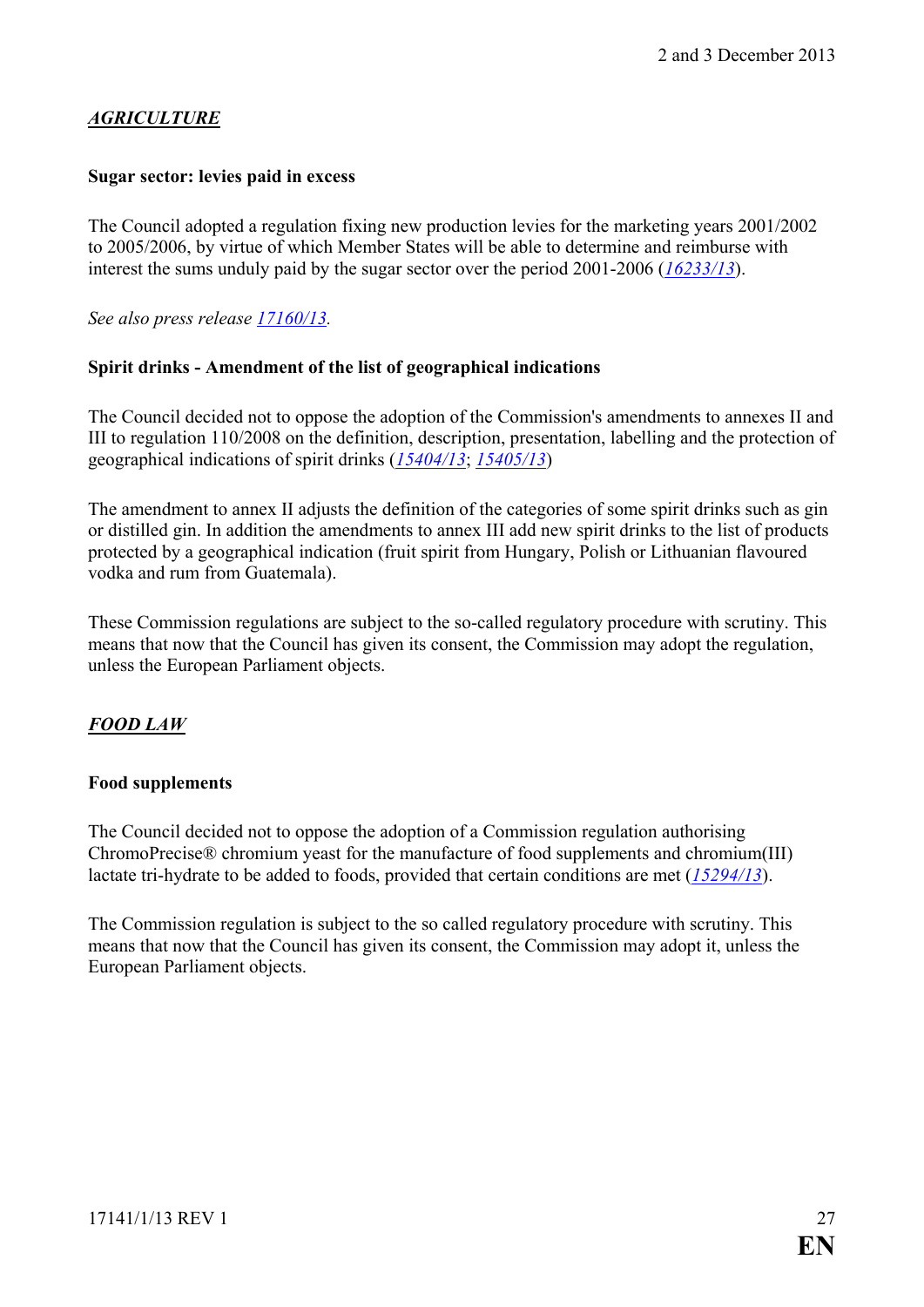## *AGRICULTURE*

### Sugar sector: levies paid in excess

The Council adopted a regulation fixing new production levies for the marketing years 2001/2002 to 2005/2006, by virtue of which Member States will be able to determine and reimburse with interest the sums unduly paid by the sugar sector over the period 2001-2006 (*16233/13*).

*See also press release 17160/13.*

### Spirit drinks - Amendment of the list of geographical indications

The Council decided not to oppose the adoption of the Commission's amendments to annexes II and III to regulation 110/2008 on the definition, description, presentation, labelling and the protection of geographical indications of spirit drinks (*15404/13*; *15405/13*)

The amendment to annex II adjusts the definition of the categories of some spirit drinks such as gin or distilled gin. In addition the amendments to annex III add new spirit drinks to the list of products protected by a geographical indication (fruit spirit from Hungary, Polish or Lithuanian flavoured vodka and rum from Guatemala).

These Commission regulations are subject to the so-called regulatory procedure with scrutiny. This means that now that the Council has given its consent, the Commission may adopt the regulation, unless the European Parliament objects.

## *FOOD LAW*

### Food supplements

The Council decided not to oppose the adoption of a Commission regulation authorising ChromoPrecise® chromium yeast for the manufacture of food supplements and chromium(III) lactate tri-hydrate to be added to foods, provided that certain conditions are met (*15294/13*).

The Commission regulation is subject to the so called regulatory procedure with scrutiny. This means that now that the Council has given its consent, the Commission may adopt it, unless the European Parliament objects.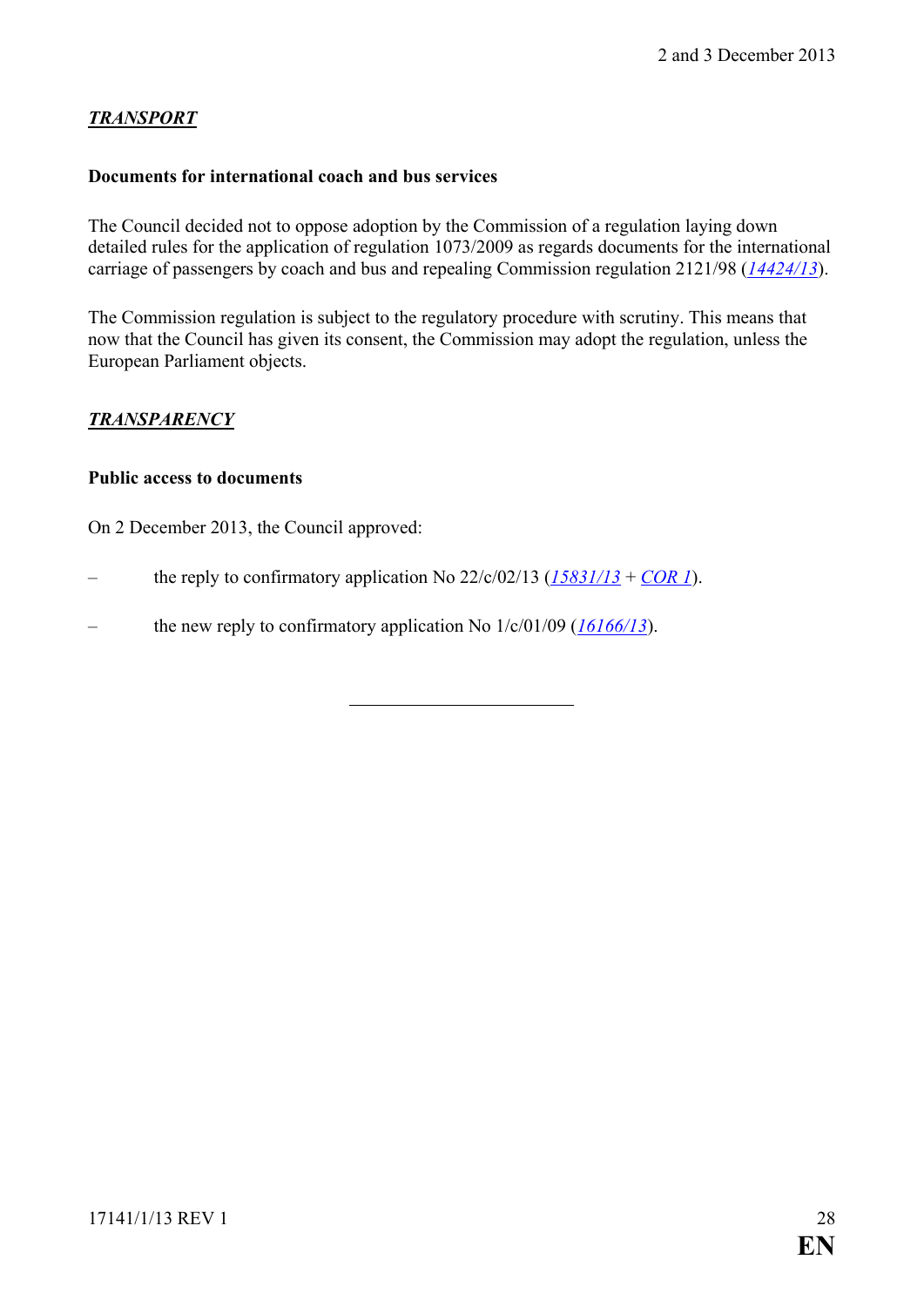***TRANSPORT***

**Documents for international coach and bus services**

The Council decided not to oppose adoption by the Commission of a regulation laying down detailed rules for the application of regulation 1073/2009 as regards documents for the international carriage of passengers by coach and bus and repealing Commission regulation 2121/98 (*14424/13*).

The Commission regulation is subject to the regulatory procedure with scrutiny. This means that now that the Council has given its consent, the Commission may adopt the regulation, unless the European Parliament objects.

***TRANSPARENCY***

**Public access to documents**

On 2 December 2013, the Council approved:

- the reply to confirmatory application No 22/c/02/13 (*15831/13* + *COR 1*).
- the new reply to confirmatory application No 1/c/01/09 (*16166/13*).